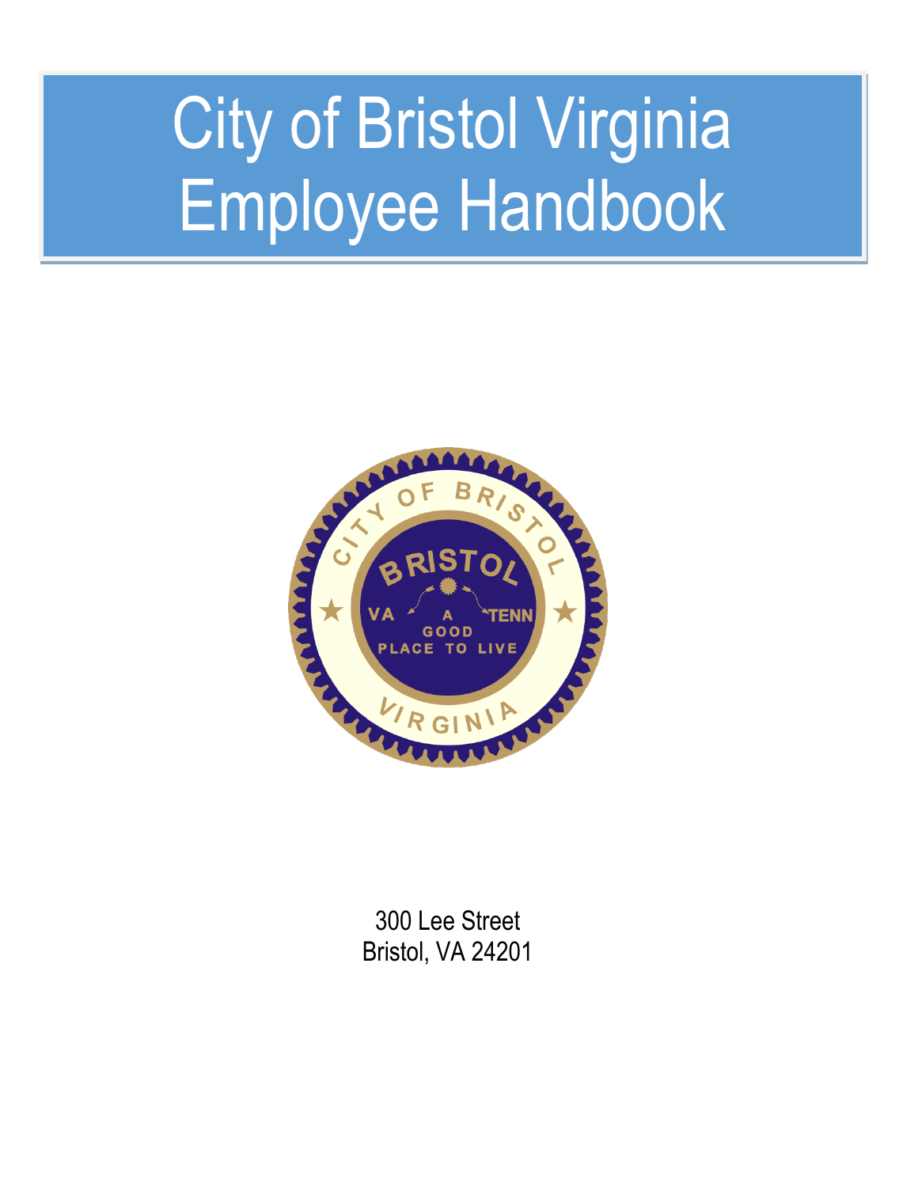# City of Bristol Virginia Employee Handbook

300 Lee Street
Bristol, VA 24201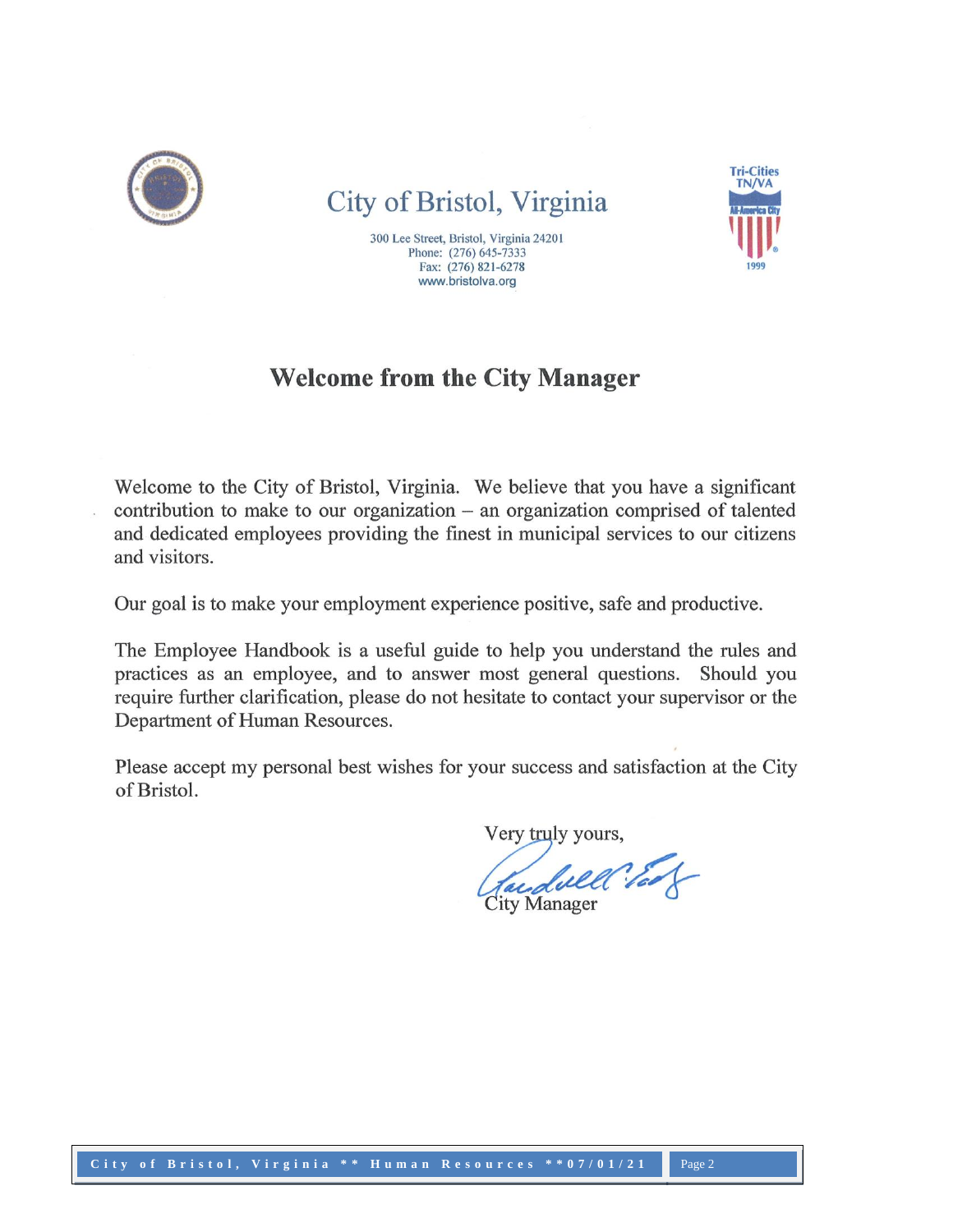# City of Bristol, Virginia

300 Lee Street, Bristol, Virginia 24201
Phone: (276) 645-7333
Fax: (276) 821-6278
www.bristolva.org

Tri-Cities TN/VA All-America City 1999

## Welcome from the City Manager

Welcome to the City of Bristol, Virginia. We believe that you have a significant contribution to make to our organization – an organization comprised of talented and dedicated employees providing the finest in municipal services to our citizens and visitors.

Our goal is to make your employment experience positive, safe and productive.

The Employee Handbook is a useful guide to help you understand the rules and practices as an employee, and to answer most general questions. Should you require further clarification, please do not hesitate to contact your supervisor or the Department of Human Resources.

Please accept my personal best wishes for your success and satisfaction at the City of Bristol.

Very truly yours,

City Manager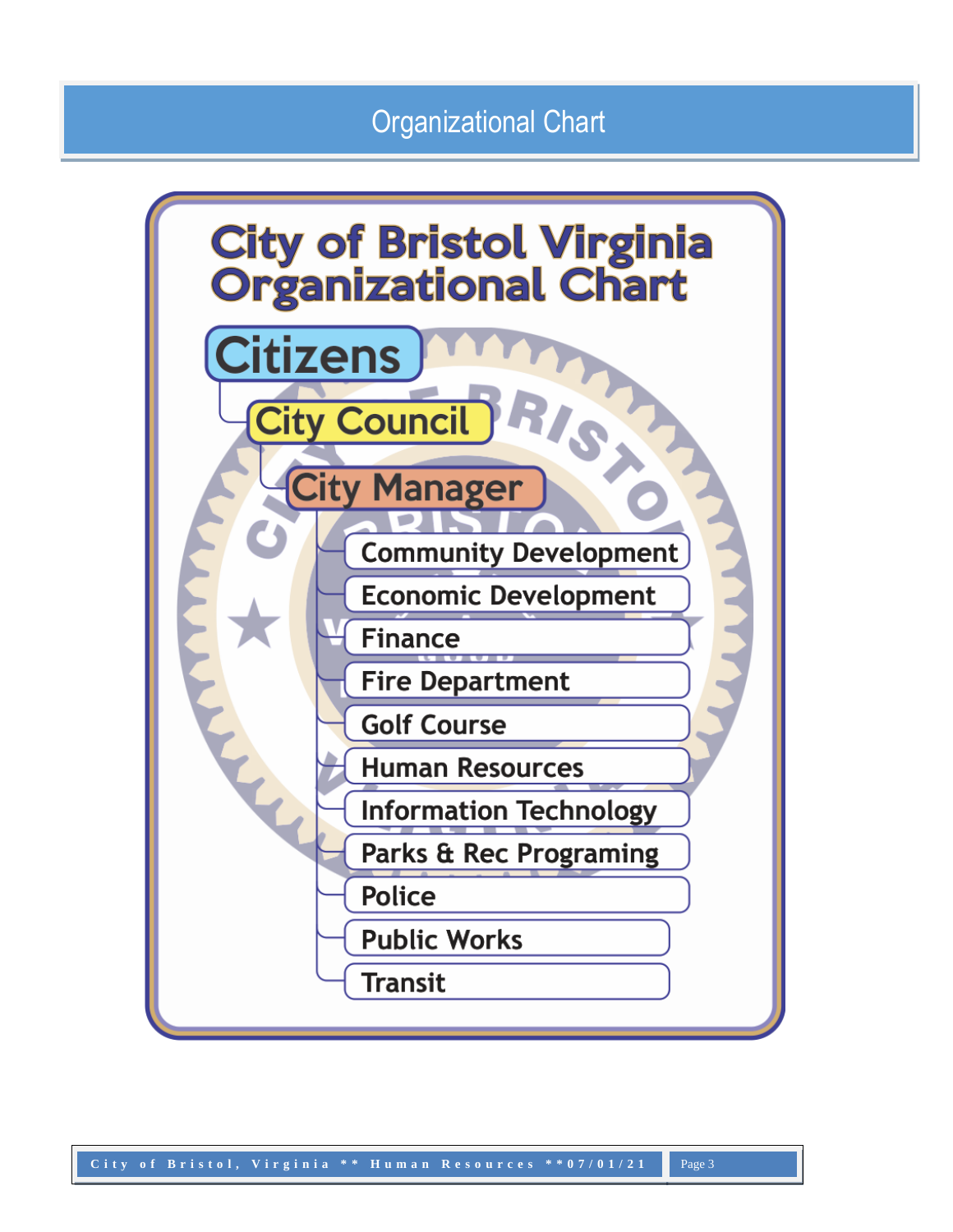# Organizational Chart

## City of Bristol Virginia Organizational Chart

- Citizens
  - City Council
    - City Manager
      - Community Development
      - Economic Development
      - Finance
      - Fire Department
      - Golf Course
      - Human Resources
      - Information Technology
      - Parks & Rec Programing
      - Police
      - Public Works
      - Transit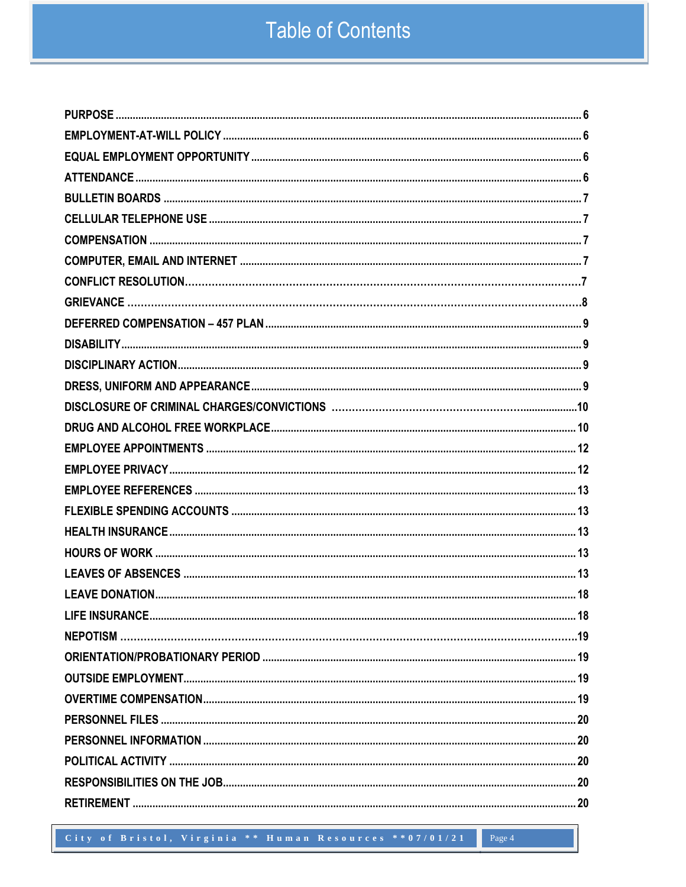# Table of Contents

| | |
|---|---|
| PURPOSE | 6 |
| EMPLOYMENT-AT-WILL POLICY | 6 |
| EQUAL EMPLOYMENT OPPORTUNITY | 6 |
| ATTENDANCE | 6 |
| BULLETIN BOARDS | 7 |
| CELLULAR TELEPHONE USE | 7 |
| COMPENSATION | 7 |
| COMPUTER, EMAIL AND INTERNET | 7 |
| CONFLICT RESOLUTION | 7 |
| GRIEVANCE | 8 |
| DEFERRED COMPENSATION – 457 PLAN | 9 |
| DISABILITY | 9 |
| DISCIPLINARY ACTION | 9 |
| DRESS, UNIFORM AND APPEARANCE | 9 |
| DISCLOSURE OF CRIMINAL CHARGES/CONVICTIONS | 10 |
| DRUG AND ALCOHOL FREE WORKPLACE | 10 |
| EMPLOYEE APPOINTMENTS | 12 |
| EMPLOYEE PRIVACY | 12 |
| EMPLOYEE REFERENCES | 13 |
| FLEXIBLE SPENDING ACCOUNTS | 13 |
| HEALTH INSURANCE | 13 |
| HOURS OF WORK | 13 |
| LEAVES OF ABSENCES | 13 |
| LEAVE DONATION | 18 |
| LIFE INSURANCE | 18 |
| NEPOTISM | 19 |
| ORIENTATION/PROBATIONARY PERIOD | 19 |
| OUTSIDE EMPLOYMENT | 19 |
| OVERTIME COMPENSATION | 19 |
| PERSONNEL FILES | 20 |
| PERSONNEL INFORMATION | 20 |
| POLITICAL ACTIVITY | 20 |
| RESPONSIBILITIES ON THE JOB | 20 |
| RETIREMENT | 20 |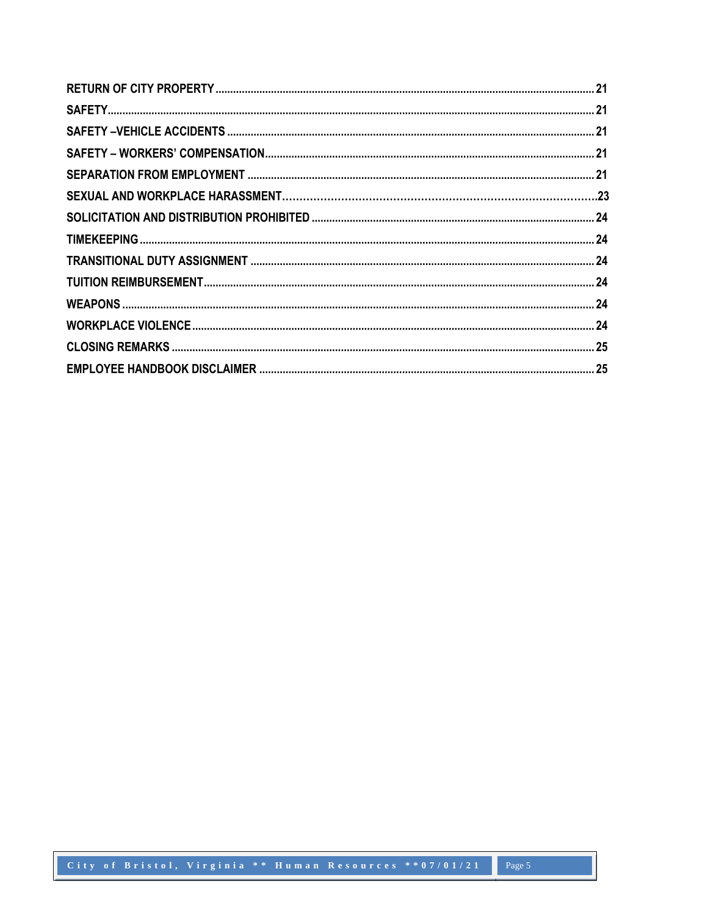RETURN OF CITY PROPERTY ........ 21
SAFETY ........ 21
SAFETY –VEHICLE ACCIDENTS ........ 21
SAFETY – WORKERS' COMPENSATION ........ 21
SEPARATION FROM EMPLOYMENT ........ 21
SEXUAL AND WORKPLACE HARASSMENT ........ 23
SOLICITATION AND DISTRIBUTION PROHIBITED ........ 24
TIMEKEEPING ........ 24
TRANSITIONAL DUTY ASSIGNMENT ........ 24
TUITION REIMBURSEMENT ........ 24
WEAPONS ........ 24
WORKPLACE VIOLENCE ........ 24
CLOSING REMARKS ........ 25
EMPLOYEE HANDBOOK DISCLAIMER ........ 25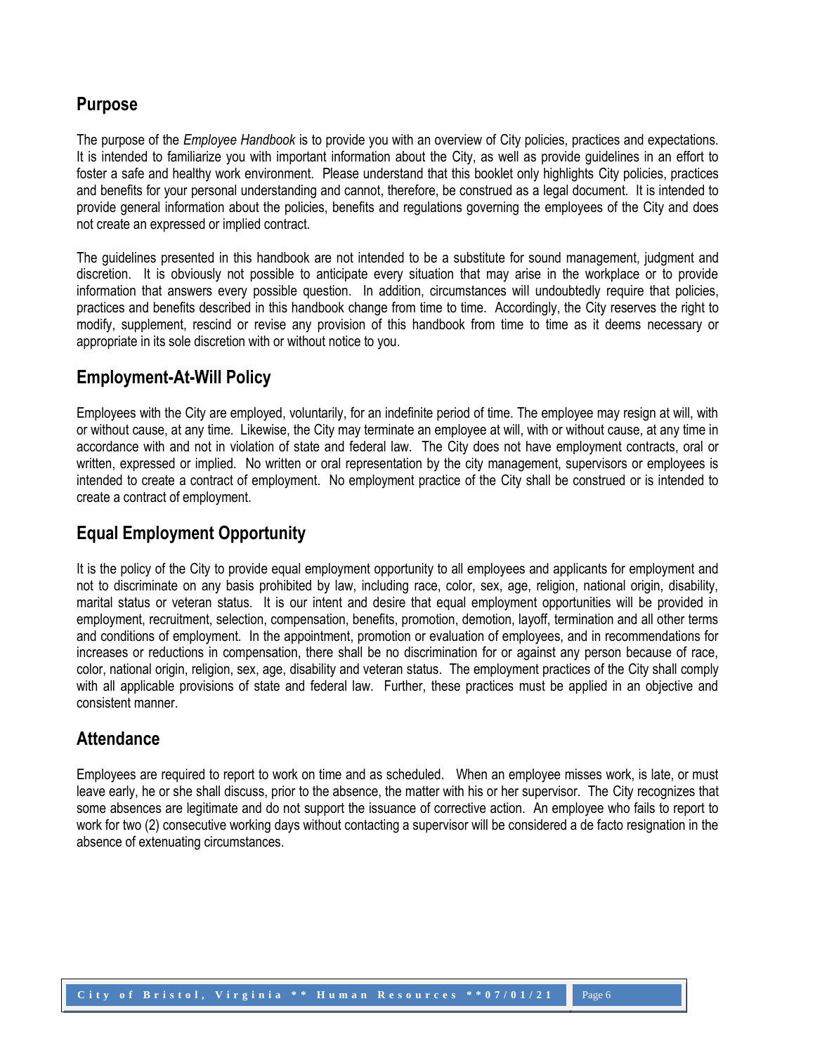## Purpose

The purpose of the *Employee Handbook* is to provide you with an overview of City policies, practices and expectations. It is intended to familiarize you with important information about the City, as well as provide guidelines in an effort to foster a safe and healthy work environment. Please understand that this booklet only highlights City policies, practices and benefits for your personal understanding and cannot, therefore, be construed as a legal document. It is intended to provide general information about the policies, benefits and regulations governing the employees of the City and does not create an expressed or implied contract.

The guidelines presented in this handbook are not intended to be a substitute for sound management, judgment and discretion. It is obviously not possible to anticipate every situation that may arise in the workplace or to provide information that answers every possible question. In addition, circumstances will undoubtedly require that policies, practices and benefits described in this handbook change from time to time. Accordingly, the City reserves the right to modify, supplement, rescind or revise any provision of this handbook from time to time as it deems necessary or appropriate in its sole discretion with or without notice to you.

## Employment-At-Will Policy

Employees with the City are employed, voluntarily, for an indefinite period of time. The employee may resign at will, with or without cause, at any time. Likewise, the City may terminate an employee at will, with or without cause, at any time in accordance with and not in violation of state and federal law. The City does not have employment contracts, oral or written, expressed or implied. No written or oral representation by the city management, supervisors or employees is intended to create a contract of employment. No employment practice of the City shall be construed or is intended to create a contract of employment.

## Equal Employment Opportunity

It is the policy of the City to provide equal employment opportunity to all employees and applicants for employment and not to discriminate on any basis prohibited by law, including race, color, sex, age, religion, national origin, disability, marital status or veteran status. It is our intent and desire that equal employment opportunities will be provided in employment, recruitment, selection, compensation, benefits, promotion, demotion, layoff, termination and all other terms and conditions of employment. In the appointment, promotion or evaluation of employees, and in recommendations for increases or reductions in compensation, there shall be no discrimination for or against any person because of race, color, national origin, religion, sex, age, disability and veteran status. The employment practices of the City shall comply with all applicable provisions of state and federal law. Further, these practices must be applied in an objective and consistent manner.

## Attendance

Employees are required to report to work on time and as scheduled. When an employee misses work, is late, or must leave early, he or she shall discuss, prior to the absence, the matter with his or her supervisor. The City recognizes that some absences are legitimate and do not support the issuance of corrective action. An employee who fails to report to work for two (2) consecutive working days without contacting a supervisor will be considered a de facto resignation in the absence of extenuating circumstances.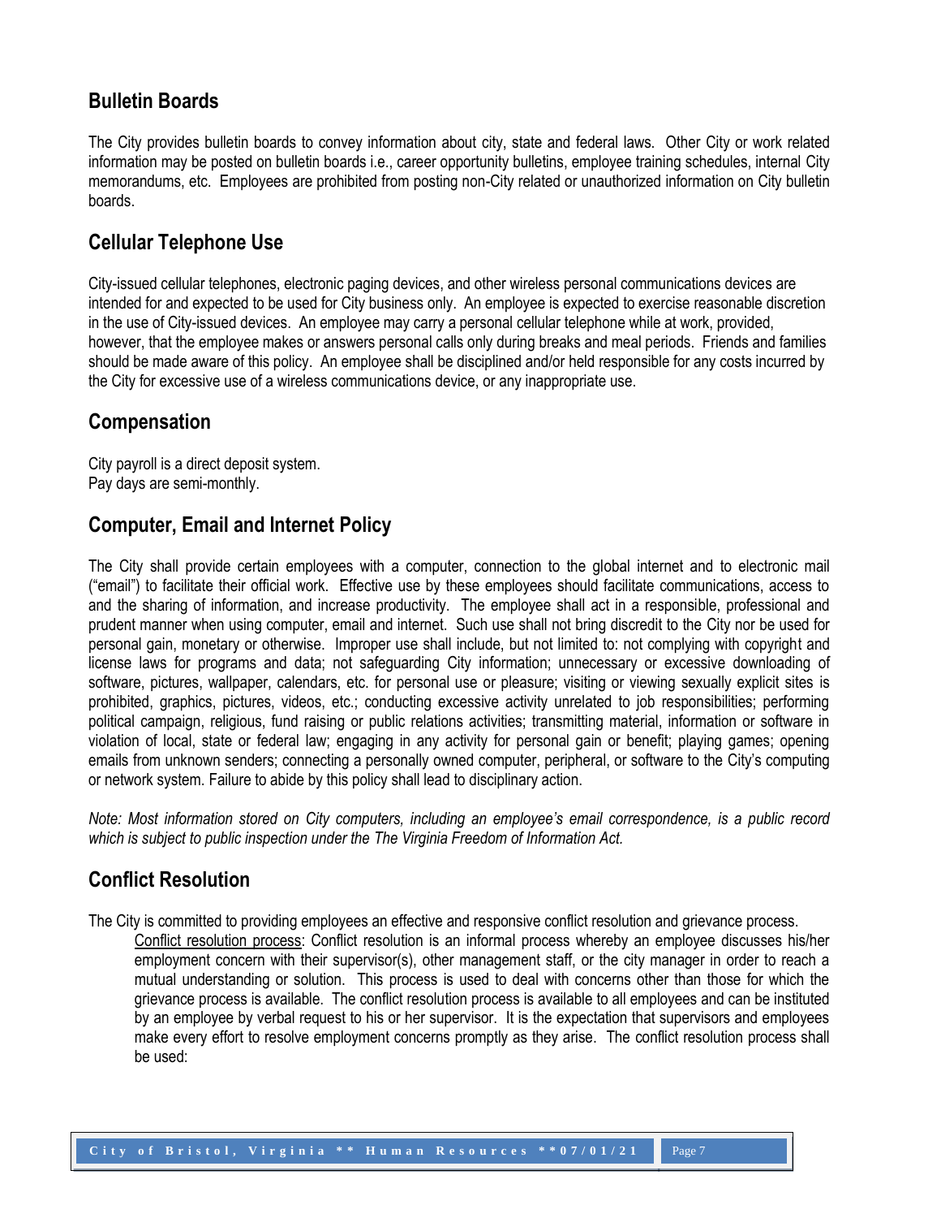## Bulletin Boards

The City provides bulletin boards to convey information about city, state and federal laws. Other City or work related information may be posted on bulletin boards i.e., career opportunity bulletins, employee training schedules, internal City memorandums, etc. Employees are prohibited from posting non-City related or unauthorized information on City bulletin boards.

## Cellular Telephone Use

City-issued cellular telephones, electronic paging devices, and other wireless personal communications devices are intended for and expected to be used for City business only. An employee is expected to exercise reasonable discretion in the use of City-issued devices. An employee may carry a personal cellular telephone while at work, provided, however, that the employee makes or answers personal calls only during breaks and meal periods. Friends and families should be made aware of this policy. An employee shall be disciplined and/or held responsible for any costs incurred by the City for excessive use of a wireless communications device, or any inappropriate use.

## Compensation

City payroll is a direct deposit system.
Pay days are semi-monthly.

## Computer, Email and Internet Policy

The City shall provide certain employees with a computer, connection to the global internet and to electronic mail ("email") to facilitate their official work. Effective use by these employees should facilitate communications, access to and the sharing of information, and increase productivity. The employee shall act in a responsible, professional and prudent manner when using computer, email and internet. Such use shall not bring discredit to the City nor be used for personal gain, monetary or otherwise. Improper use shall include, but not limited to: not complying with copyright and license laws for programs and data; not safeguarding City information; unnecessary or excessive downloading of software, pictures, wallpaper, calendars, etc. for personal use or pleasure; visiting or viewing sexually explicit sites is prohibited, graphics, pictures, videos, etc.; conducting excessive activity unrelated to job responsibilities; performing political campaign, religious, fund raising or public relations activities; transmitting material, information or software in violation of local, state or federal law; engaging in any activity for personal gain or benefit; playing games; opening emails from unknown senders; connecting a personally owned computer, peripheral, or software to the City's computing or network system. Failure to abide by this policy shall lead to disciplinary action.

*Note: Most information stored on City computers, including an employee's email correspondence, is a public record which is subject to public inspection under the The Virginia Freedom of Information Act.*

## Conflict Resolution

The City is committed to providing employees an effective and responsive conflict resolution and grievance process.

Conflict resolution process: Conflict resolution is an informal process whereby an employee discusses his/her employment concern with their supervisor(s), other management staff, or the city manager in order to reach a mutual understanding or solution. This process is used to deal with concerns other than those for which the grievance process is available. The conflict resolution process is available to all employees and can be instituted by an employee by verbal request to his or her supervisor. It is the expectation that supervisors and employees make every effort to resolve employment concerns promptly as they arise. The conflict resolution process shall be used: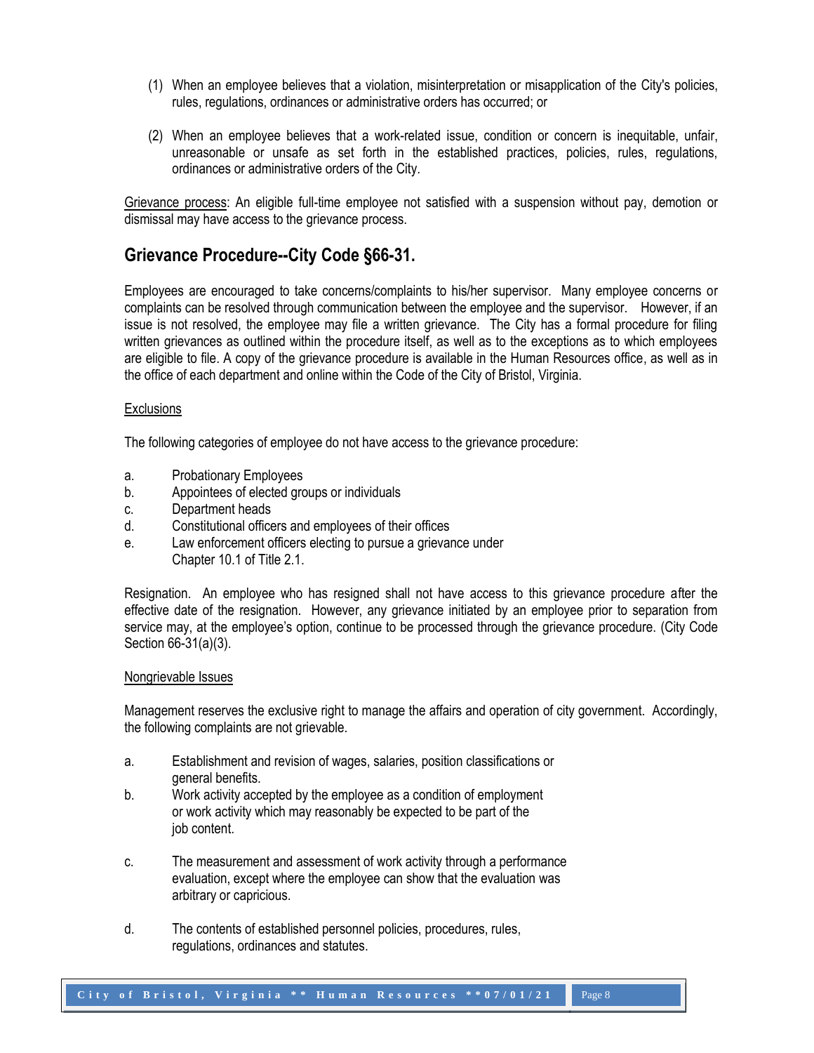(1) When an employee believes that a violation, misinterpretation or misapplication of the City's policies, rules, regulations, ordinances or administrative orders has occurred; or

(2) When an employee believes that a work-related issue, condition or concern is inequitable, unfair, unreasonable or unsafe as set forth in the established practices, policies, rules, regulations, ordinances or administrative orders of the City.

Grievance process: An eligible full-time employee not satisfied with a suspension without pay, demotion or dismissal may have access to the grievance process.

## Grievance Procedure--City Code §66-31.

Employees are encouraged to take concerns/complaints to his/her supervisor. Many employee concerns or complaints can be resolved through communication between the employee and the supervisor. However, if an issue is not resolved, the employee may file a written grievance. The City has a formal procedure for filing written grievances as outlined within the procedure itself, as well as to the exceptions as to which employees are eligible to file. A copy of the grievance procedure is available in the Human Resources office, as well as in the office of each department and online within the Code of the City of Bristol, Virginia.

Exclusions

The following categories of employee do not have access to the grievance procedure:

a. Probationary Employees
b. Appointees of elected groups or individuals
c. Department heads
d. Constitutional officers and employees of their offices
e. Law enforcement officers electing to pursue a grievance under Chapter 10.1 of Title 2.1.

Resignation. An employee who has resigned shall not have access to this grievance procedure after the effective date of the resignation. However, any grievance initiated by an employee prior to separation from service may, at the employee's option, continue to be processed through the grievance procedure. (City Code Section 66-31(a)(3).

Nongrievable Issues

Management reserves the exclusive right to manage the affairs and operation of city government. Accordingly, the following complaints are not grievable.

a. Establishment and revision of wages, salaries, position classifications or general benefits.
b. Work activity accepted by the employee as a condition of employment or work activity which may reasonably be expected to be part of the job content.
c. The measurement and assessment of work activity through a performance evaluation, except where the employee can show that the evaluation was arbitrary or capricious.
d. The contents of established personnel policies, procedures, rules, regulations, ordinances and statutes.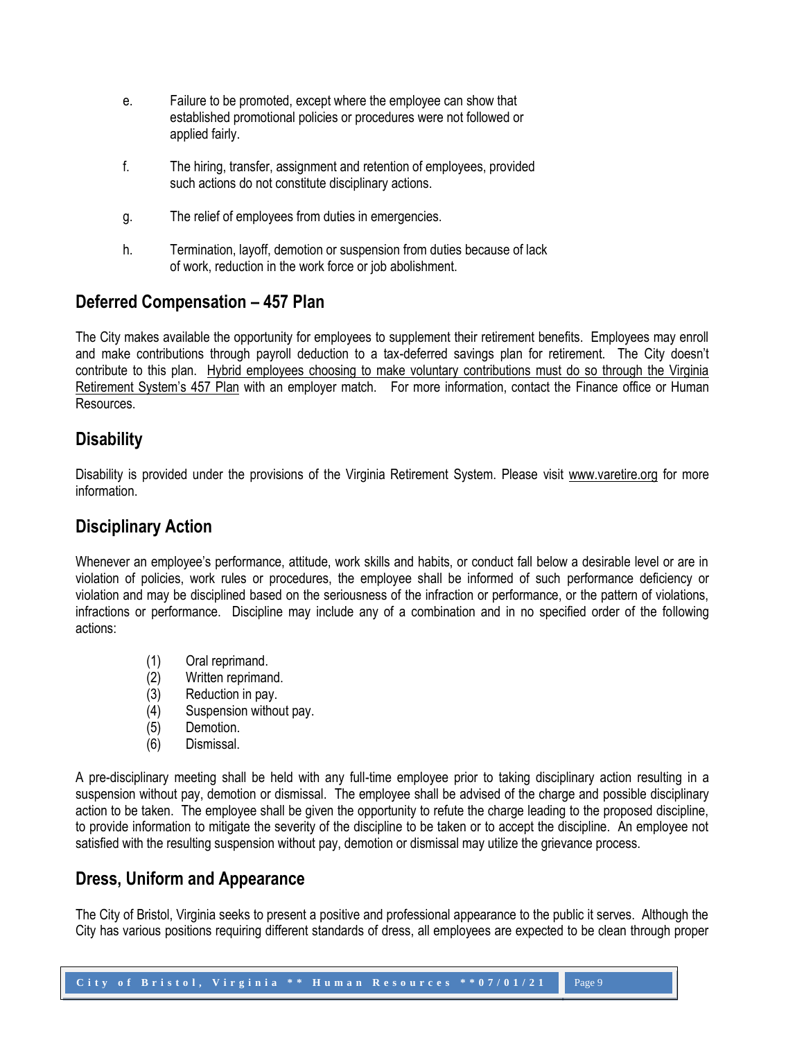e. Failure to be promoted, except where the employee can show that established promotional policies or procedures were not followed or applied fairly.

f. The hiring, transfer, assignment and retention of employees, provided such actions do not constitute disciplinary actions.

g. The relief of employees from duties in emergencies.

h. Termination, layoff, demotion or suspension from duties because of lack of work, reduction in the work force or job abolishment.

## Deferred Compensation – 457 Plan

The City makes available the opportunity for employees to supplement their retirement benefits. Employees may enroll and make contributions through payroll deduction to a tax-deferred savings plan for retirement. The City doesn't contribute to this plan. Hybrid employees choosing to make voluntary contributions must do so through the Virginia Retirement System's 457 Plan with an employer match. For more information, contact the Finance office or Human Resources.

## Disability

Disability is provided under the provisions of the Virginia Retirement System. Please visit www.varetire.org for more information.

## Disciplinary Action

Whenever an employee's performance, attitude, work skills and habits, or conduct fall below a desirable level or are in violation of policies, work rules or procedures, the employee shall be informed of such performance deficiency or violation and may be disciplined based on the seriousness of the infraction or performance, or the pattern of violations, infractions or performance. Discipline may include any of a combination and in no specified order of the following actions:

(1) Oral reprimand.
(2) Written reprimand.
(3) Reduction in pay.
(4) Suspension without pay.
(5) Demotion.
(6) Dismissal.

A pre-disciplinary meeting shall be held with any full-time employee prior to taking disciplinary action resulting in a suspension without pay, demotion or dismissal. The employee shall be advised of the charge and possible disciplinary action to be taken. The employee shall be given the opportunity to refute the charge leading to the proposed discipline, to provide information to mitigate the severity of the discipline to be taken or to accept the discipline. An employee not satisfied with the resulting suspension without pay, demotion or dismissal may utilize the grievance process.

## Dress, Uniform and Appearance

The City of Bristol, Virginia seeks to present a positive and professional appearance to the public it serves. Although the City has various positions requiring different standards of dress, all employees are expected to be clean through proper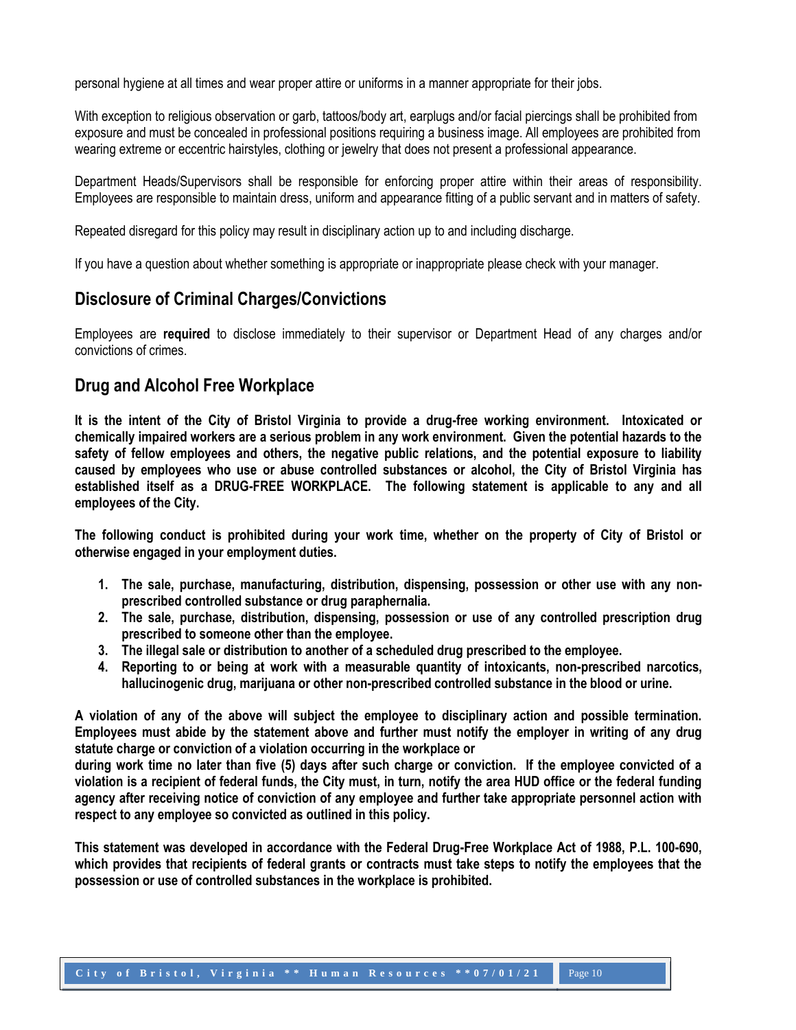personal hygiene at all times and wear proper attire or uniforms in a manner appropriate for their jobs.

With exception to religious observation or garb, tattoos/body art, earplugs and/or facial piercings shall be prohibited from exposure and must be concealed in professional positions requiring a business image. All employees are prohibited from wearing extreme or eccentric hairstyles, clothing or jewelry that does not present a professional appearance.

Department Heads/Supervisors shall be responsible for enforcing proper attire within their areas of responsibility. Employees are responsible to maintain dress, uniform and appearance fitting of a public servant and in matters of safety.

Repeated disregard for this policy may result in disciplinary action up to and including discharge.

If you have a question about whether something is appropriate or inappropriate please check with your manager.

## Disclosure of Criminal Charges/Convictions

Employees are **required** to disclose immediately to their supervisor or Department Head of any charges and/or convictions of crimes.

## Drug and Alcohol Free Workplace

**It is the intent of the City of Bristol Virginia to provide a drug-free working environment. Intoxicated or chemically impaired workers are a serious problem in any work environment. Given the potential hazards to the safety of fellow employees and others, the negative public relations, and the potential exposure to liability caused by employees who use or abuse controlled substances or alcohol, the City of Bristol Virginia has established itself as a DRUG-FREE WORKPLACE. The following statement is applicable to any and all employees of the City.**

**The following conduct is prohibited during your work time, whether on the property of City of Bristol or otherwise engaged in your employment duties.**

1. **The sale, purchase, manufacturing, distribution, dispensing, possession or other use with any non-prescribed controlled substance or drug paraphernalia.**
2. **The sale, purchase, distribution, dispensing, possession or use of any controlled prescription drug prescribed to someone other than the employee.**
3. **The illegal sale or distribution to another of a scheduled drug prescribed to the employee.**
4. **Reporting to or being at work with a measurable quantity of intoxicants, non-prescribed narcotics, hallucinogenic drug, marijuana or other non-prescribed controlled substance in the blood or urine.**

**A violation of any of the above will subject the employee to disciplinary action and possible termination. Employees must abide by the statement above and further must notify the employer in writing of any drug statute charge or conviction of a violation occurring in the workplace or during work time no later than five (5) days after such charge or conviction. If the employee convicted of a violation is a recipient of federal funds, the City must, in turn, notify the area HUD office or the federal funding agency after receiving notice of conviction of any employee and further take appropriate personnel action with respect to any employee so convicted as outlined in this policy.**

**This statement was developed in accordance with the Federal Drug-Free Workplace Act of 1988, P.L. 100-690, which provides that recipients of federal grants or contracts must take steps to notify the employees that the possession or use of controlled substances in the workplace is prohibited.**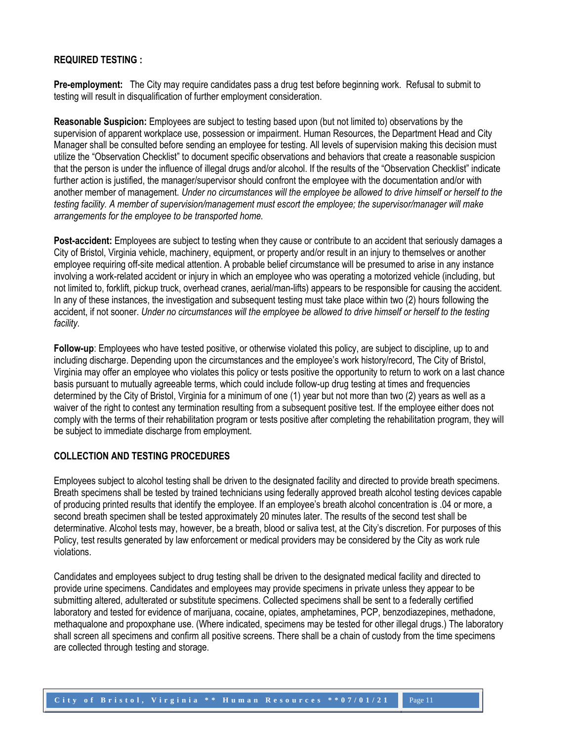**REQUIRED TESTING :**

**Pre-employment:** The City may require candidates pass a drug test before beginning work. Refusal to submit to testing will result in disqualification of further employment consideration.

**Reasonable Suspicion:** Employees are subject to testing based upon (but not limited to) observations by the supervision of apparent workplace use, possession or impairment. Human Resources, the Department Head and City Manager shall be consulted before sending an employee for testing. All levels of supervision making this decision must utilize the "Observation Checklist" to document specific observations and behaviors that create a reasonable suspicion that the person is under the influence of illegal drugs and/or alcohol. If the results of the "Observation Checklist" indicate further action is justified, the manager/supervisor should confront the employee with the documentation and/or with another member of management. *Under no circumstances will the employee be allowed to drive himself or herself to the testing facility. A member of supervision/management must escort the employee; the supervisor/manager will make arrangements for the employee to be transported home.*

**Post-accident:** Employees are subject to testing when they cause or contribute to an accident that seriously damages a City of Bristol, Virginia vehicle, machinery, equipment, or property and/or result in an injury to themselves or another employee requiring off-site medical attention. A probable belief circumstance will be presumed to arise in any instance involving a work-related accident or injury in which an employee who was operating a motorized vehicle (including, but not limited to, forklift, pickup truck, overhead cranes, aerial/man-lifts) appears to be responsible for causing the accident. In any of these instances, the investigation and subsequent testing must take place within two (2) hours following the accident, if not sooner. *Under no circumstances will the employee be allowed to drive himself or herself to the testing facility*.

**Follow-up**: Employees who have tested positive, or otherwise violated this policy, are subject to discipline, up to and including discharge. Depending upon the circumstances and the employee's work history/record, The City of Bristol, Virginia may offer an employee who violates this policy or tests positive the opportunity to return to work on a last chance basis pursuant to mutually agreeable terms, which could include follow-up drug testing at times and frequencies determined by the City of Bristol, Virginia for a minimum of one (1) year but not more than two (2) years as well as a waiver of the right to contest any termination resulting from a subsequent positive test. If the employee either does not comply with the terms of their rehabilitation program or tests positive after completing the rehabilitation program, they will be subject to immediate discharge from employment.

**COLLECTION AND TESTING PROCEDURES**

Employees subject to alcohol testing shall be driven to the designated facility and directed to provide breath specimens. Breath specimens shall be tested by trained technicians using federally approved breath alcohol testing devices capable of producing printed results that identify the employee. If an employee's breath alcohol concentration is .04 or more, a second breath specimen shall be tested approximately 20 minutes later. The results of the second test shall be determinative. Alcohol tests may, however, be a breath, blood or saliva test, at the City's discretion. For purposes of this Policy, test results generated by law enforcement or medical providers may be considered by the City as work rule violations.

Candidates and employees subject to drug testing shall be driven to the designated medical facility and directed to provide urine specimens. Candidates and employees may provide specimens in private unless they appear to be submitting altered, adulterated or substitute specimens. Collected specimens shall be sent to a federally certified laboratory and tested for evidence of marijuana, cocaine, opiates, amphetamines, PCP, benzodiazepines, methadone, methaqualone and propoxphane use. (Where indicated, specimens may be tested for other illegal drugs.) The laboratory shall screen all specimens and confirm all positive screens. There shall be a chain of custody from the time specimens are collected through testing and storage.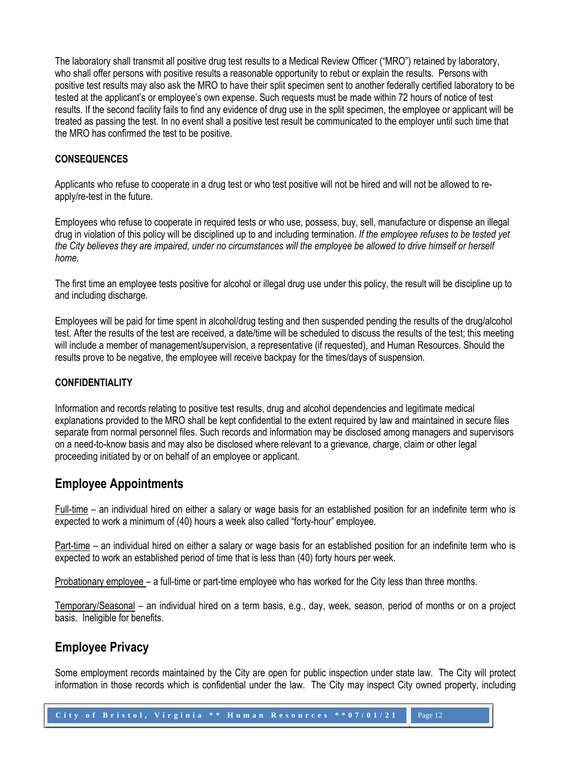The laboratory shall transmit all positive drug test results to a Medical Review Officer ("MRO") retained by laboratory, who shall offer persons with positive results a reasonable opportunity to rebut or explain the results. Persons with positive test results may also ask the MRO to have their split specimen sent to another federally certified laboratory to be tested at the applicant's or employee's own expense. Such requests must be made within 72 hours of notice of test results. If the second facility fails to find any evidence of drug use in the split specimen, the employee or applicant will be treated as passing the test. In no event shall a positive test result be communicated to the employer until such time that the MRO has confirmed the test to be positive.

**CONSEQUENCES**

Applicants who refuse to cooperate in a drug test or who test positive will not be hired and will not be allowed to re-apply/re-test in the future.

Employees who refuse to cooperate in required tests or who use, possess, buy, sell, manufacture or dispense an illegal drug in violation of this policy will be disciplined up to and including termination. *If the employee refuses to be tested yet the City believes they are impaired, under no circumstances will the employee be allowed to drive himself or herself home.*

The first time an employee tests positive for alcohol or illegal drug use under this policy, the result will be discipline up to and including discharge.

Employees will be paid for time spent in alcohol/drug testing and then suspended pending the results of the drug/alcohol test. After the results of the test are received, a date/time will be scheduled to discuss the results of the test; this meeting will include a member of management/supervision, a representative (if requested), and Human Resources. Should the results prove to be negative, the employee will receive backpay for the times/days of suspension.

**CONFIDENTIALITY**

Information and records relating to positive test results, drug and alcohol dependencies and legitimate medical explanations provided to the MRO shall be kept confidential to the extent required by law and maintained in secure files separate from normal personnel files. Such records and information may be disclosed among managers and supervisors on a need-to-know basis and may also be disclosed where relevant to a grievance, charge, claim or other legal proceeding initiated by or on behalf of an employee or applicant.

## Employee Appointments

Full-time – an individual hired on either a salary or wage basis for an established position for an indefinite term who is expected to work a minimum of (40) hours a week also called "forty-hour" employee.

Part-time – an individual hired on either a salary or wage basis for an established position for an indefinite term who is expected to work an established period of time that is less than (40) forty hours per week.

Probationary employee – a full-time or part-time employee who has worked for the City less than three months.

Temporary/Seasonal – an individual hired on a term basis, e.g., day, week, season, period of months or on a project basis. Ineligible for benefits.

## Employee Privacy

Some employment records maintained by the City are open for public inspection under state law. The City will protect information in those records which is confidential under the law. The City may inspect City owned property, including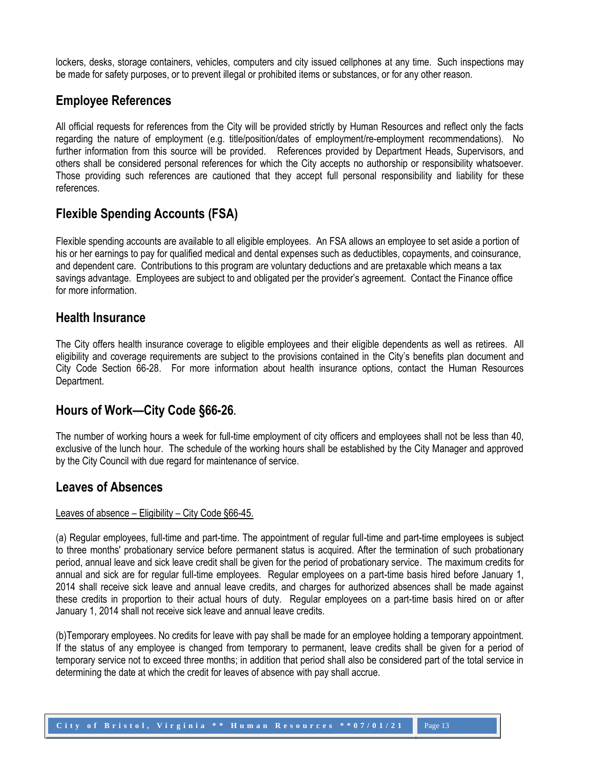lockers, desks, storage containers, vehicles, computers and city issued cellphones at any time. Such inspections may be made for safety purposes, or to prevent illegal or prohibited items or substances, or for any other reason.

## Employee References

All official requests for references from the City will be provided strictly by Human Resources and reflect only the facts regarding the nature of employment (e.g. title/position/dates of employment/re-employment recommendations). No further information from this source will be provided. References provided by Department Heads, Supervisors, and others shall be considered personal references for which the City accepts no authorship or responsibility whatsoever. Those providing such references are cautioned that they accept full personal responsibility and liability for these references.

## Flexible Spending Accounts (FSA)

Flexible spending accounts are available to all eligible employees. An FSA allows an employee to set aside a portion of his or her earnings to pay for qualified medical and dental expenses such as deductibles, copayments, and coinsurance, and dependent care. Contributions to this program are voluntary deductions and are pretaxable which means a tax savings advantage. Employees are subject to and obligated per the provider's agreement. Contact the Finance office for more information.

## Health Insurance

The City offers health insurance coverage to eligible employees and their eligible dependents as well as retirees. All eligibility and coverage requirements are subject to the provisions contained in the City's benefits plan document and City Code Section 66-28. For more information about health insurance options, contact the Human Resources Department.

## Hours of Work—City Code §66-26.

The number of working hours a week for full-time employment of city officers and employees shall not be less than 40, exclusive of the lunch hour. The schedule of the working hours shall be established by the City Manager and approved by the City Council with due regard for maintenance of service.

## Leaves of Absences

Leaves of absence – Eligibility – City Code §66-45.

(a) Regular employees, full-time and part-time. The appointment of regular full-time and part-time employees is subject to three months' probationary service before permanent status is acquired. After the termination of such probationary period, annual leave and sick leave credit shall be given for the period of probationary service. The maximum credits for annual and sick are for regular full-time employees. Regular employees on a part-time basis hired before January 1, 2014 shall receive sick leave and annual leave credits, and charges for authorized absences shall be made against these credits in proportion to their actual hours of duty. Regular employees on a part-time basis hired on or after January 1, 2014 shall not receive sick leave and annual leave credits.

(b)Temporary employees. No credits for leave with pay shall be made for an employee holding a temporary appointment. If the status of any employee is changed from temporary to permanent, leave credits shall be given for a period of temporary service not to exceed three months; in addition that period shall also be considered part of the total service in determining the date at which the credit for leaves of absence with pay shall accrue.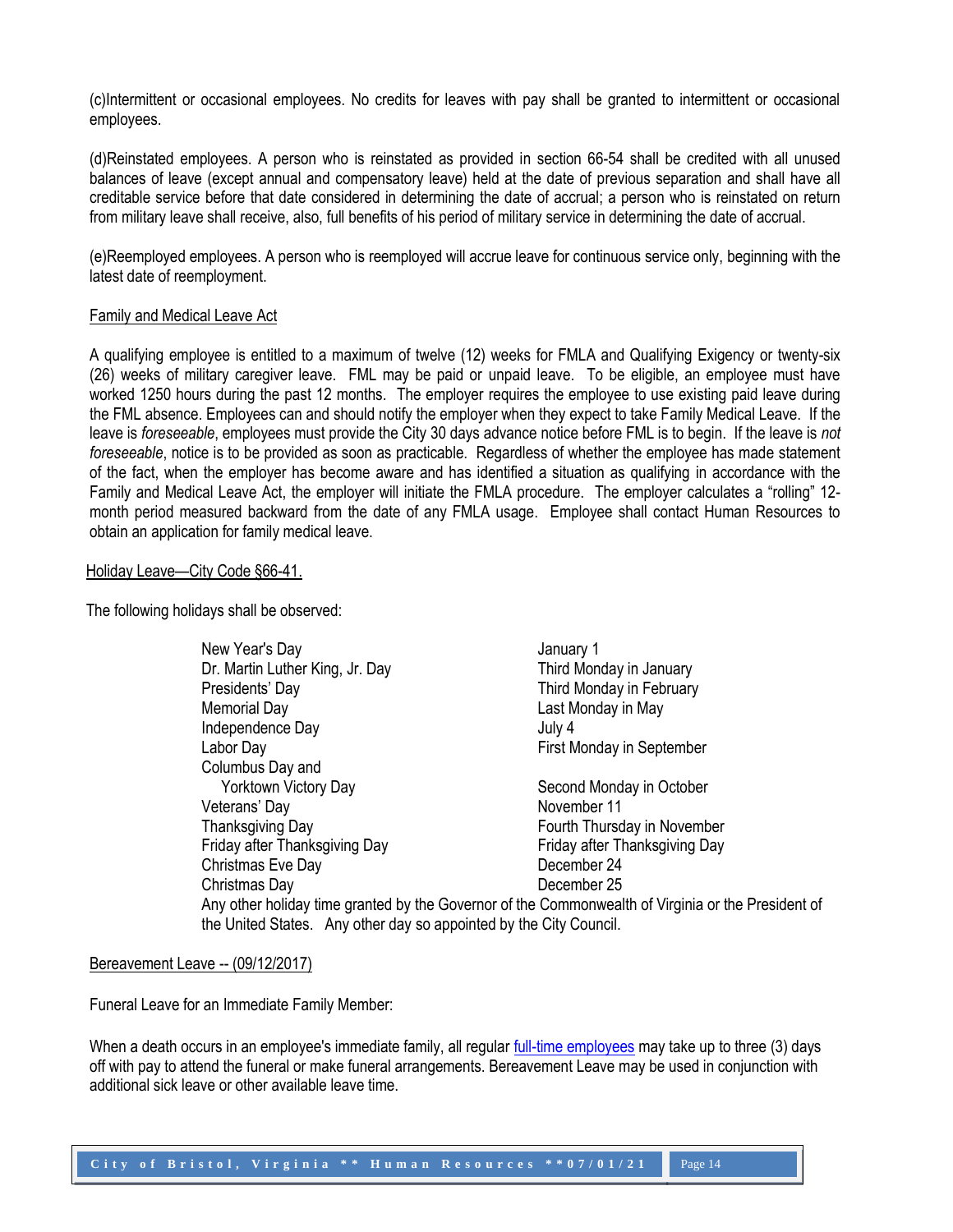(c)Intermittent or occasional employees. No credits for leaves with pay shall be granted to intermittent or occasional employees.

(d)Reinstated employees. A person who is reinstated as provided in section 66-54 shall be credited with all unused balances of leave (except annual and compensatory leave) held at the date of previous separation and shall have all creditable service before that date considered in determining the date of accrual; a person who is reinstated on return from military leave shall receive, also, full benefits of his period of military service in determining the date of accrual.

(e)Reemployed employees. A person who is reemployed will accrue leave for continuous service only, beginning with the latest date of reemployment.

Family and Medical Leave Act

A qualifying employee is entitled to a maximum of twelve (12) weeks for FMLA and Qualifying Exigency or twenty-six (26) weeks of military caregiver leave. FML may be paid or unpaid leave. To be eligible, an employee must have worked 1250 hours during the past 12 months. The employer requires the employee to use existing paid leave during the FML absence. Employees can and should notify the employer when they expect to take Family Medical Leave. If the leave is *foreseeable*, employees must provide the City 30 days advance notice before FML is to begin. If the leave is *not foreseeable*, notice is to be provided as soon as practicable. Regardless of whether the employee has made statement of the fact, when the employer has become aware and has identified a situation as qualifying in accordance with the Family and Medical Leave Act, the employer will initiate the FMLA procedure. The employer calculates a "rolling" 12-month period measured backward from the date of any FMLA usage. Employee shall contact Human Resources to obtain an application for family medical leave.

Holiday Leave—City Code §66-41.

The following holidays shall be observed:

| | |
|---|---|
| New Year's Day | January 1 |
| Dr. Martin Luther King, Jr. Day | Third Monday in January |
| Presidents' Day | Third Monday in February |
| Memorial Day | Last Monday in May |
| Independence Day | July 4 |
| Labor Day | First Monday in September |
| Columbus Day and Yorktown Victory Day | Second Monday in October |
| Veterans' Day | November 11 |
| Thanksgiving Day | Fourth Thursday in November |
| Friday after Thanksgiving Day | Friday after Thanksgiving Day |
| Christmas Eve Day | December 24 |
| Christmas Day | December 25 |

Any other holiday time granted by the Governor of the Commonwealth of Virginia or the President of the United States. Any other day so appointed by the City Council.

Bereavement Leave -- (09/12/2017)

Funeral Leave for an Immediate Family Member:

When a death occurs in an employee's immediate family, all regular full-time employees may take up to three (3) days off with pay to attend the funeral or make funeral arrangements. Bereavement Leave may be used in conjunction with additional sick leave or other available leave time.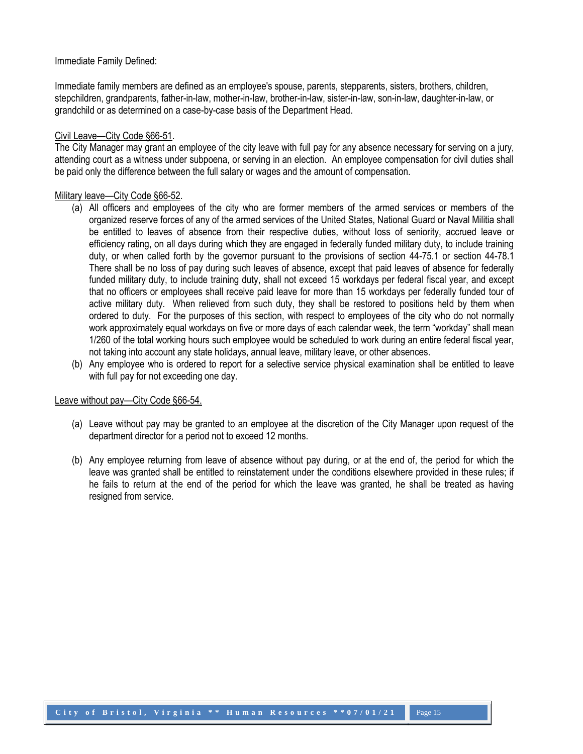Immediate Family Defined:

Immediate family members are defined as an employee's spouse, parents, stepparents, sisters, brothers, children, stepchildren, grandparents, father-in-law, mother-in-law, brother-in-law, sister-in-law, son-in-law, daughter-in-law, or grandchild or as determined on a case-by-case basis of the Department Head.

Civil Leave—City Code §66-51.

The City Manager may grant an employee of the city leave with full pay for any absence necessary for serving on a jury, attending court as a witness under subpoena, or serving in an election. An employee compensation for civil duties shall be paid only the difference between the full salary or wages and the amount of compensation.

Military leave—City Code §66-52.

(a) All officers and employees of the city who are former members of the armed services or members of the organized reserve forces of any of the armed services of the United States, National Guard or Naval Militia shall be entitled to leaves of absence from their respective duties, without loss of seniority, accrued leave or efficiency rating, on all days during which they are engaged in federally funded military duty, to include training duty, or when called forth by the governor pursuant to the provisions of section 44-75.1 or section 44-78.1 There shall be no loss of pay during such leaves of absence, except that paid leaves of absence for federally funded military duty, to include training duty, shall not exceed 15 workdays per federal fiscal year, and except that no officers or employees shall receive paid leave for more than 15 workdays per federally funded tour of active military duty. When relieved from such duty, they shall be restored to positions held by them when ordered to duty. For the purposes of this section, with respect to employees of the city who do not normally work approximately equal workdays on five or more days of each calendar week, the term "workday" shall mean 1/260 of the total working hours such employee would be scheduled to work during an entire federal fiscal year, not taking into account any state holidays, annual leave, military leave, or other absences.

(b) Any employee who is ordered to report for a selective service physical examination shall be entitled to leave with full pay for not exceeding one day.

Leave without pay—City Code §66-54.

(a) Leave without pay may be granted to an employee at the discretion of the City Manager upon request of the department director for a period not to exceed 12 months.

(b) Any employee returning from leave of absence without pay during, or at the end of, the period for which the leave was granted shall be entitled to reinstatement under the conditions elsewhere provided in these rules; if he fails to return at the end of the period for which the leave was granted, he shall be treated as having resigned from service.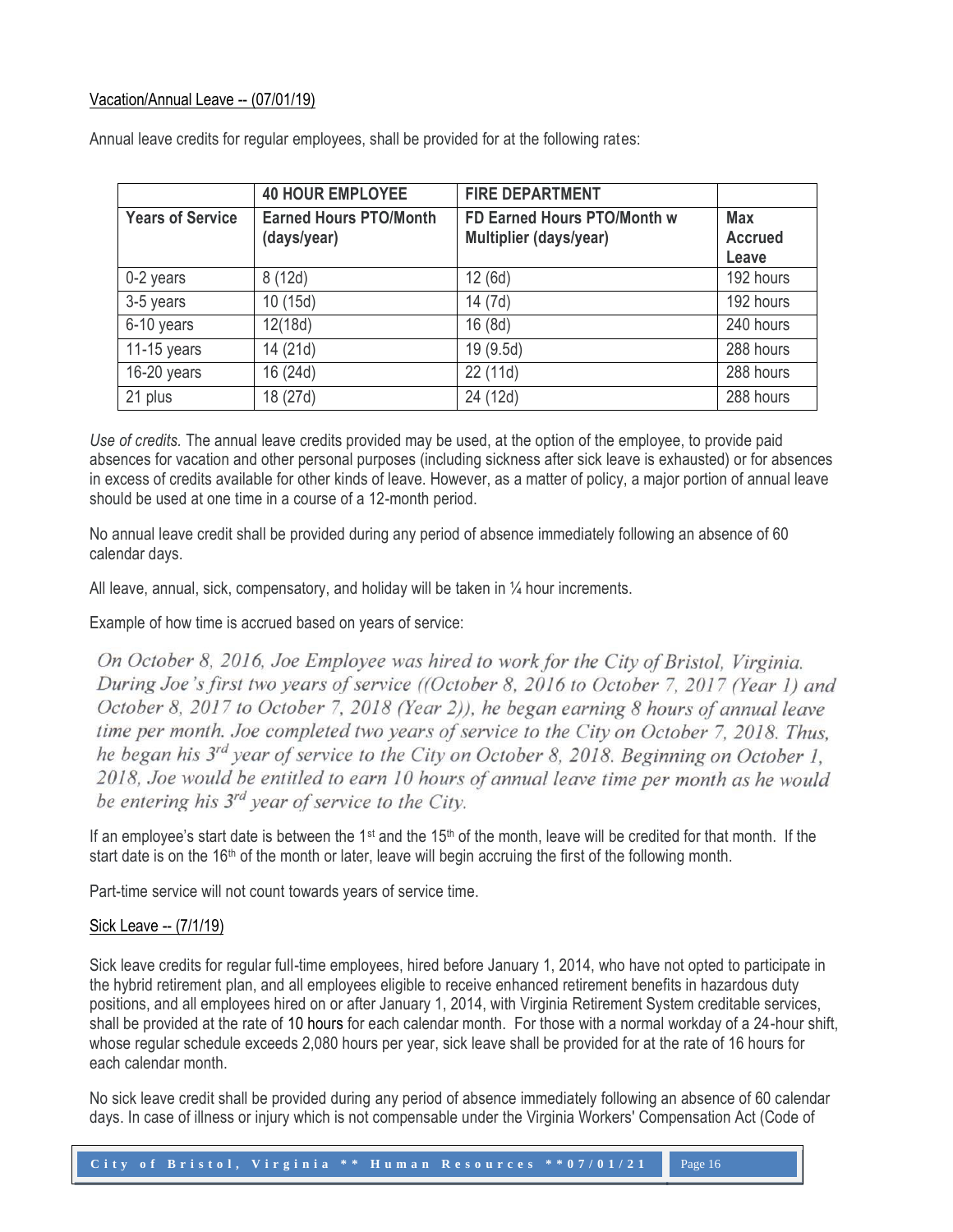Vacation/Annual Leave -- (07/01/19)

Annual leave credits for regular employees, shall be provided for at the following rates:

| | **40 HOUR EMPLOYEE** | **FIRE DEPARTMENT** | |
|---|---|---|---|
| **Years of Service** | **Earned Hours PTO/Month (days/year)** | **FD Earned Hours PTO/Month w Multiplier (days/year)** | **Max Accrued Leave** |
| 0-2 years | 8 (12d) | 12 (6d) | 192 hours |
| 3-5 years | 10 (15d) | 14 (7d) | 192 hours |
| 6-10 years | 12(18d) | 16 (8d) | 240 hours |
| 11-15 years | 14 (21d) | 19 (9.5d) | 288 hours |
| 16-20 years | 16 (24d) | 22 (11d) | 288 hours |
| 21 plus | 18 (27d) | 24 (12d) | 288 hours |

*Use of credits.* The annual leave credits provided may be used, at the option of the employee, to provide paid absences for vacation and other personal purposes (including sickness after sick leave is exhausted) or for absences in excess of credits available for other kinds of leave. However, as a matter of policy, a major portion of annual leave should be used at one time in a course of a 12-month period.

No annual leave credit shall be provided during any period of absence immediately following an absence of 60 calendar days.

All leave, annual, sick, compensatory, and holiday will be taken in ¼ hour increments.

Example of how time is accrued based on years of service:

*On October 8, 2016, Joe Employee was hired to work for the City of Bristol, Virginia. During Joe's first two years of service ((October 8, 2016 to October 7, 2017 (Year 1) and October 8, 2017 to October 7, 2018 (Year 2)), he began earning 8 hours of annual leave time per month. Joe completed two years of service to the City on October 7, 2018. Thus, he began his 3rd year of service to the City on October 8, 2018. Beginning on October 1, 2018, Joe would be entitled to earn 10 hours of annual leave time per month as he would be entering his 3rd year of service to the City.*

If an employee's start date is between the 1st and the 15th of the month, leave will be credited for that month. If the start date is on the 16th of the month or later, leave will begin accruing the first of the following month.

Part-time service will not count towards years of service time.

Sick Leave -- (7/1/19)

Sick leave credits for regular full-time employees, hired before January 1, 2014, who have not opted to participate in the hybrid retirement plan, and all employees eligible to receive enhanced retirement benefits in hazardous duty positions, and all employees hired on or after January 1, 2014, with Virginia Retirement System creditable services, shall be provided at the rate of 10 hours for each calendar month. For those with a normal workday of a 24-hour shift, whose regular schedule exceeds 2,080 hours per year, sick leave shall be provided for at the rate of 16 hours for each calendar month.

No sick leave credit shall be provided during any period of absence immediately following an absence of 60 calendar days. In case of illness or injury which is not compensable under the Virginia Workers' Compensation Act (Code of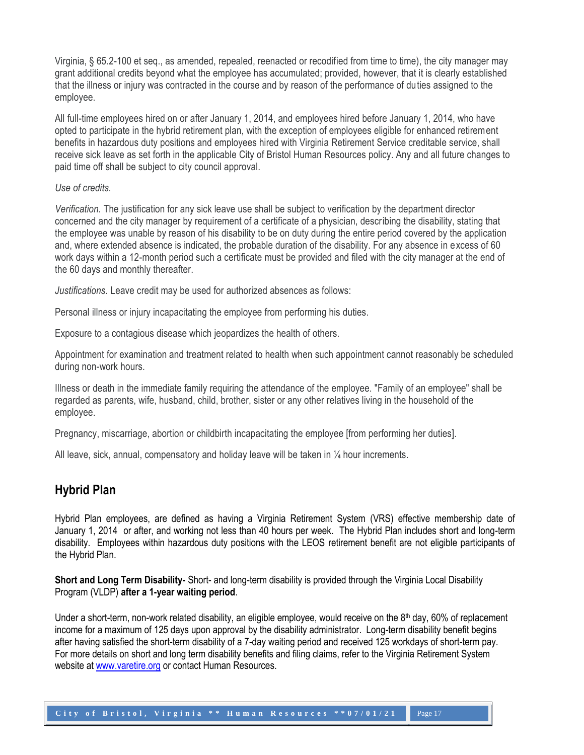Virginia, § 65.2-100 et seq., as amended, repealed, reenacted or recodified from time to time), the city manager may grant additional credits beyond what the employee has accumulated; provided, however, that it is clearly established that the illness or injury was contracted in the course and by reason of the performance of duties assigned to the employee.

All full-time employees hired on or after January 1, 2014, and employees hired before January 1, 2014, who have opted to participate in the hybrid retirement plan, with the exception of employees eligible for enhanced retirement benefits in hazardous duty positions and employees hired with Virginia Retirement Service creditable service, shall receive sick leave as set forth in the applicable City of Bristol Human Resources policy. Any and all future changes to paid time off shall be subject to city council approval.

*Use of credits.*

*Verification.* The justification for any sick leave use shall be subject to verification by the department director concerned and the city manager by requirement of a certificate of a physician, describing the disability, stating that the employee was unable by reason of his disability to be on duty during the entire period covered by the application and, where extended absence is indicated, the probable duration of the disability. For any absence in excess of 60 work days within a 12-month period such a certificate must be provided and filed with the city manager at the end of the 60 days and monthly thereafter.

*Justifications.* Leave credit may be used for authorized absences as follows:

Personal illness or injury incapacitating the employee from performing his duties.

Exposure to a contagious disease which jeopardizes the health of others.

Appointment for examination and treatment related to health when such appointment cannot reasonably be scheduled during non-work hours.

Illness or death in the immediate family requiring the attendance of the employee. "Family of an employee" shall be regarded as parents, wife, husband, child, brother, sister or any other relatives living in the household of the employee.

Pregnancy, miscarriage, abortion or childbirth incapacitating the employee [from performing her duties].

All leave, sick, annual, compensatory and holiday leave will be taken in ¼ hour increments.

## Hybrid Plan

Hybrid Plan employees, are defined as having a Virginia Retirement System (VRS) effective membership date of January 1, 2014 or after, and working not less than 40 hours per week. The Hybrid Plan includes short and long-term disability. Employees within hazardous duty positions with the LEOS retirement benefit are not eligible participants of the Hybrid Plan.

**Short and Long Term Disability-** Short- and long-term disability is provided through the Virginia Local Disability Program (VLDP) **after a 1-year waiting period**.

Under a short-term, non-work related disability, an eligible employee, would receive on the 8th day, 60% of replacement income for a maximum of 125 days upon approval by the disability administrator. Long-term disability benefit begins after having satisfied the short-term disability of a 7-day waiting period and received 125 workdays of short-term pay. For more details on short and long term disability benefits and filing claims, refer to the Virginia Retirement System website at www.varetire.org or contact Human Resources.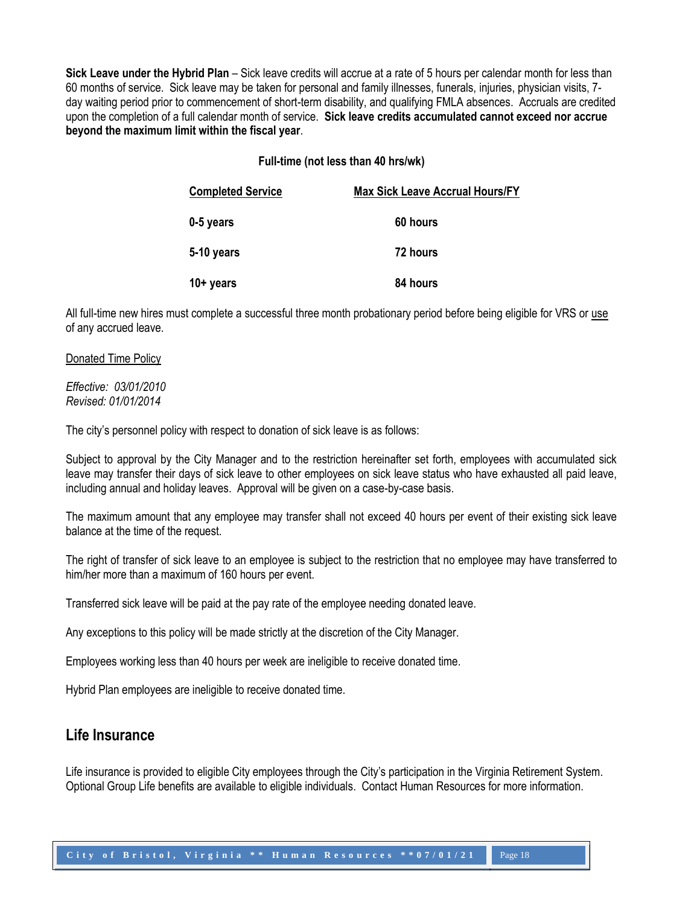**Sick Leave under the Hybrid Plan** – Sick leave credits will accrue at a rate of 5 hours per calendar month for less than 60 months of service. Sick leave may be taken for personal and family illnesses, funerals, injuries, physician visits, 7-day waiting period prior to commencement of short-term disability, and qualifying FMLA absences. Accruals are credited upon the completion of a full calendar month of service. **Sick leave credits accumulated cannot exceed nor accrue beyond the maximum limit within the fiscal year**.

**Full-time (not less than 40 hrs/wk)**

| Completed Service | Max Sick Leave Accrual Hours/FY |
|---|---|
| **0-5 years** | **60 hours** |
| **5-10 years** | **72 hours** |
| **10+ years** | **84 hours** |

All full-time new hires must complete a successful three month probationary period before being eligible for VRS or use of any accrued leave.

Donated Time Policy

*Effective: 03/01/2010*
*Revised: 01/01/2014*

The city's personnel policy with respect to donation of sick leave is as follows:

Subject to approval by the City Manager and to the restriction hereinafter set forth, employees with accumulated sick leave may transfer their days of sick leave to other employees on sick leave status who have exhausted all paid leave, including annual and holiday leaves. Approval will be given on a case-by-case basis.

The maximum amount that any employee may transfer shall not exceed 40 hours per event of their existing sick leave balance at the time of the request.

The right of transfer of sick leave to an employee is subject to the restriction that no employee may have transferred to him/her more than a maximum of 160 hours per event.

Transferred sick leave will be paid at the pay rate of the employee needing donated leave.

Any exceptions to this policy will be made strictly at the discretion of the City Manager.

Employees working less than 40 hours per week are ineligible to receive donated time.

Hybrid Plan employees are ineligible to receive donated time.

## Life Insurance

Life insurance is provided to eligible City employees through the City's participation in the Virginia Retirement System. Optional Group Life benefits are available to eligible individuals. Contact Human Resources for more information.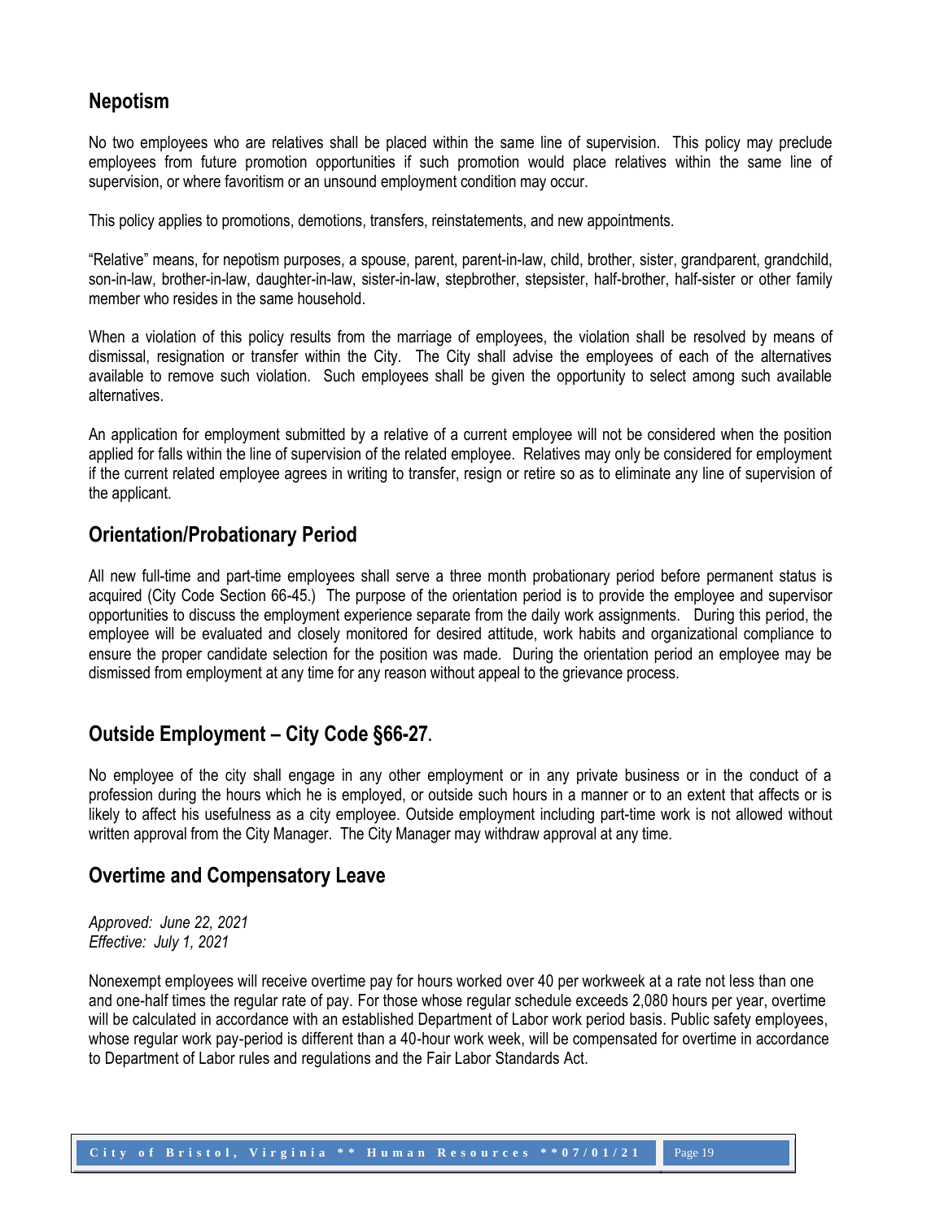## Nepotism

No two employees who are relatives shall be placed within the same line of supervision. This policy may preclude employees from future promotion opportunities if such promotion would place relatives within the same line of supervision, or where favoritism or an unsound employment condition may occur.

This policy applies to promotions, demotions, transfers, reinstatements, and new appointments.

"Relative" means, for nepotism purposes, a spouse, parent, parent-in-law, child, brother, sister, grandparent, grandchild, son-in-law, brother-in-law, daughter-in-law, sister-in-law, stepbrother, stepsister, half-brother, half-sister or other family member who resides in the same household.

When a violation of this policy results from the marriage of employees, the violation shall be resolved by means of dismissal, resignation or transfer within the City. The City shall advise the employees of each of the alternatives available to remove such violation. Such employees shall be given the opportunity to select among such available alternatives.

An application for employment submitted by a relative of a current employee will not be considered when the position applied for falls within the line of supervision of the related employee. Relatives may only be considered for employment if the current related employee agrees in writing to transfer, resign or retire so as to eliminate any line of supervision of the applicant.

## Orientation/Probationary Period

All new full-time and part-time employees shall serve a three month probationary period before permanent status is acquired (City Code Section 66-45.) The purpose of the orientation period is to provide the employee and supervisor opportunities to discuss the employment experience separate from the daily work assignments. During this period, the employee will be evaluated and closely monitored for desired attitude, work habits and organizational compliance to ensure the proper candidate selection for the position was made. During the orientation period an employee may be dismissed from employment at any time for any reason without appeal to the grievance process.

## Outside Employment – City Code §66-27.

No employee of the city shall engage in any other employment or in any private business or in the conduct of a profession during the hours which he is employed, or outside such hours in a manner or to an extent that affects or is likely to affect his usefulness as a city employee. Outside employment including part-time work is not allowed without written approval from the City Manager. The City Manager may withdraw approval at any time.

## Overtime and Compensatory Leave

*Approved: June 22, 2021*
*Effective: July 1, 2021*

Nonexempt employees will receive overtime pay for hours worked over 40 per workweek at a rate not less than one and one-half times the regular rate of pay. For those whose regular schedule exceeds 2,080 hours per year, overtime will be calculated in accordance with an established Department of Labor work period basis. Public safety employees, whose regular work pay-period is different than a 40-hour work week, will be compensated for overtime in accordance to Department of Labor rules and regulations and the Fair Labor Standards Act.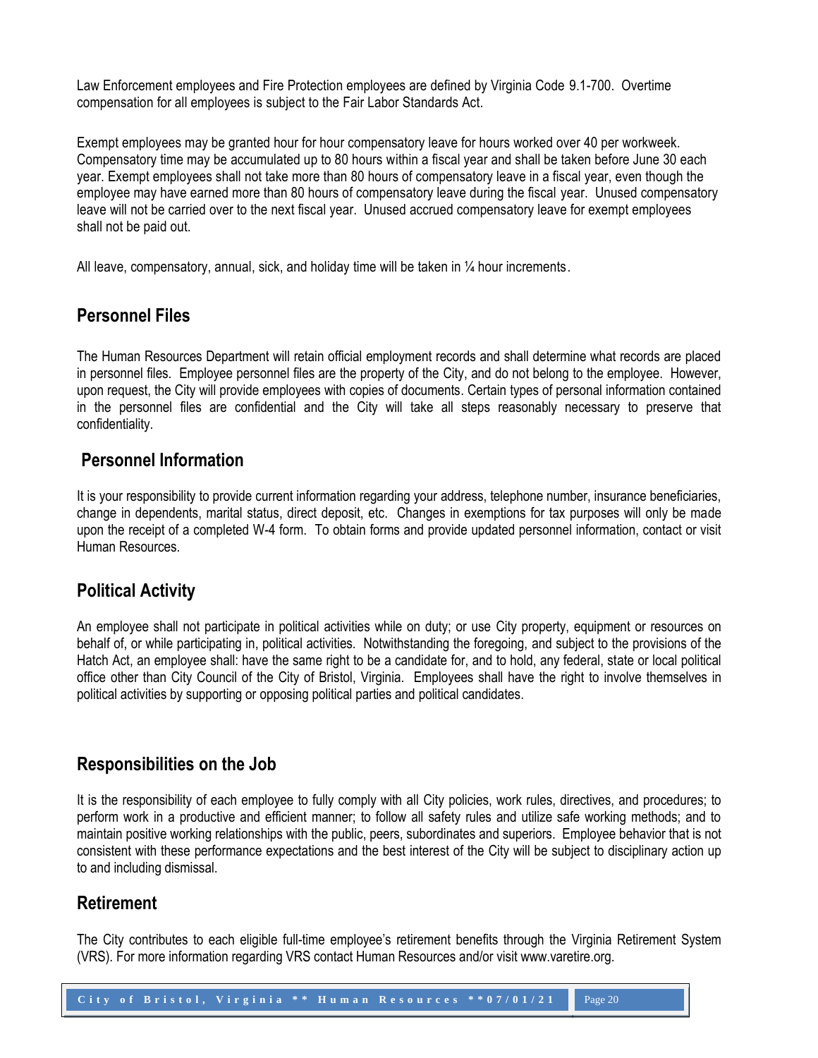Law Enforcement employees and Fire Protection employees are defined by Virginia Code 9.1-700. Overtime compensation for all employees is subject to the Fair Labor Standards Act.

Exempt employees may be granted hour for hour compensatory leave for hours worked over 40 per workweek. Compensatory time may be accumulated up to 80 hours within a fiscal year and shall be taken before June 30 each year. Exempt employees shall not take more than 80 hours of compensatory leave in a fiscal year, even though the employee may have earned more than 80 hours of compensatory leave during the fiscal year. Unused compensatory leave will not be carried over to the next fiscal year. Unused accrued compensatory leave for exempt employees shall not be paid out.

All leave, compensatory, annual, sick, and holiday time will be taken in ¼ hour increments.

## Personnel Files

The Human Resources Department will retain official employment records and shall determine what records are placed in personnel files. Employee personnel files are the property of the City, and do not belong to the employee. However, upon request, the City will provide employees with copies of documents. Certain types of personal information contained in the personnel files are confidential and the City will take all steps reasonably necessary to preserve that confidentiality.

## Personnel Information

It is your responsibility to provide current information regarding your address, telephone number, insurance beneficiaries, change in dependents, marital status, direct deposit, etc. Changes in exemptions for tax purposes will only be made upon the receipt of a completed W-4 form. To obtain forms and provide updated personnel information, contact or visit Human Resources.

## Political Activity

An employee shall not participate in political activities while on duty; or use City property, equipment or resources on behalf of, or while participating in, political activities. Notwithstanding the foregoing, and subject to the provisions of the Hatch Act, an employee shall: have the same right to be a candidate for, and to hold, any federal, state or local political office other than City Council of the City of Bristol, Virginia. Employees shall have the right to involve themselves in political activities by supporting or opposing political parties and political candidates.

## Responsibilities on the Job

It is the responsibility of each employee to fully comply with all City policies, work rules, directives, and procedures; to perform work in a productive and efficient manner; to follow all safety rules and utilize safe working methods; and to maintain positive working relationships with the public, peers, subordinates and superiors. Employee behavior that is not consistent with these performance expectations and the best interest of the City will be subject to disciplinary action up to and including dismissal.

## Retirement

The City contributes to each eligible full-time employee's retirement benefits through the Virginia Retirement System (VRS). For more information regarding VRS contact Human Resources and/or visit www.varetire.org.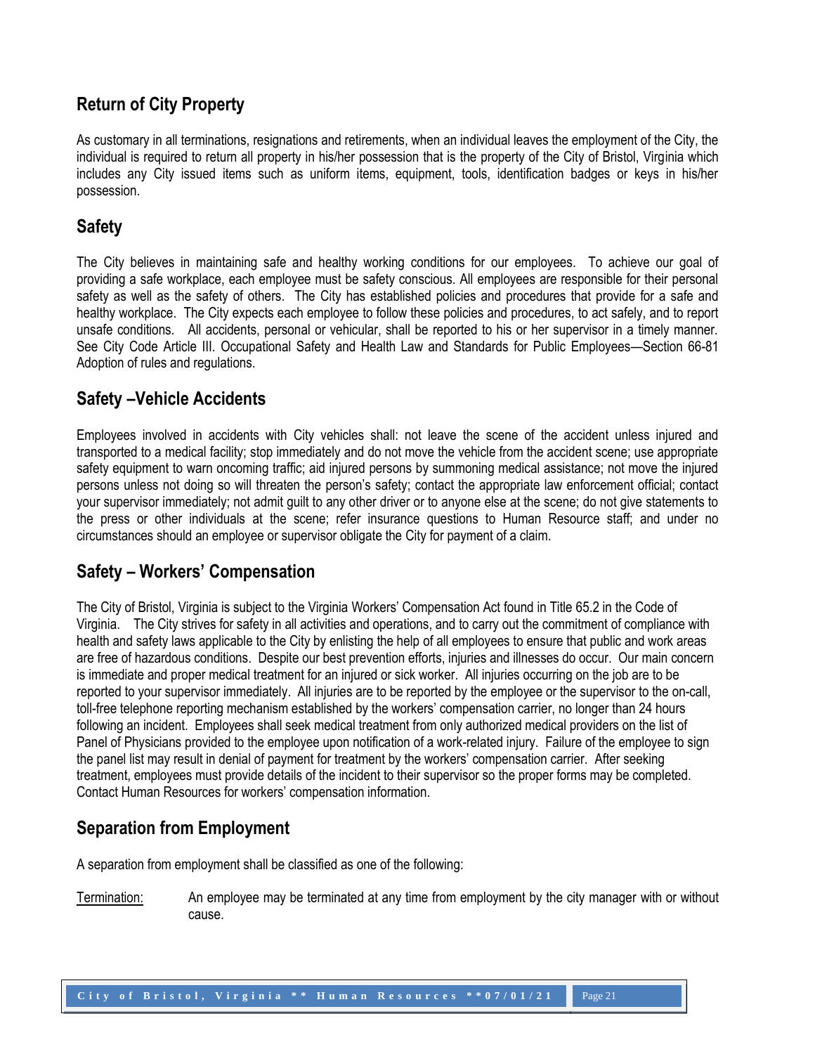## Return of City Property

As customary in all terminations, resignations and retirements, when an individual leaves the employment of the City, the individual is required to return all property in his/her possession that is the property of the City of Bristol, Virginia which includes any City issued items such as uniform items, equipment, tools, identification badges or keys in his/her possession.

## Safety

The City believes in maintaining safe and healthy working conditions for our employees. To achieve our goal of providing a safe workplace, each employee must be safety conscious. All employees are responsible for their personal safety as well as the safety of others. The City has established policies and procedures that provide for a safe and healthy workplace. The City expects each employee to follow these policies and procedures, to act safely, and to report unsafe conditions. All accidents, personal or vehicular, shall be reported to his or her supervisor in a timely manner. See City Code Article III. Occupational Safety and Health Law and Standards for Public Employees—Section 66-81 Adoption of rules and regulations.

## Safety –Vehicle Accidents

Employees involved in accidents with City vehicles shall: not leave the scene of the accident unless injured and transported to a medical facility; stop immediately and do not move the vehicle from the accident scene; use appropriate safety equipment to warn oncoming traffic; aid injured persons by summoning medical assistance; not move the injured persons unless not doing so will threaten the person's safety; contact the appropriate law enforcement official; contact your supervisor immediately; not admit guilt to any other driver or to anyone else at the scene; do not give statements to the press or other individuals at the scene; refer insurance questions to Human Resource staff; and under no circumstances should an employee or supervisor obligate the City for payment of a claim.

## Safety – Workers' Compensation

The City of Bristol, Virginia is subject to the Virginia Workers' Compensation Act found in Title 65.2 in the Code of Virginia. The City strives for safety in all activities and operations, and to carry out the commitment of compliance with health and safety laws applicable to the City by enlisting the help of all employees to ensure that public and work areas are free of hazardous conditions. Despite our best prevention efforts, injuries and illnesses do occur. Our main concern is immediate and proper medical treatment for an injured or sick worker. All injuries occurring on the job are to be reported to your supervisor immediately. All injuries are to be reported by the employee or the supervisor to the on-call, toll-free telephone reporting mechanism established by the workers' compensation carrier, no longer than 24 hours following an incident. Employees shall seek medical treatment from only authorized medical providers on the list of Panel of Physicians provided to the employee upon notification of a work-related injury. Failure of the employee to sign the panel list may result in denial of payment for treatment by the workers' compensation carrier. After seeking treatment, employees must provide details of the incident to their supervisor so the proper forms may be completed. Contact Human Resources for workers' compensation information.

## Separation from Employment

A separation from employment shall be classified as one of the following:

Termination: An employee may be terminated at any time from employment by the city manager with or without cause.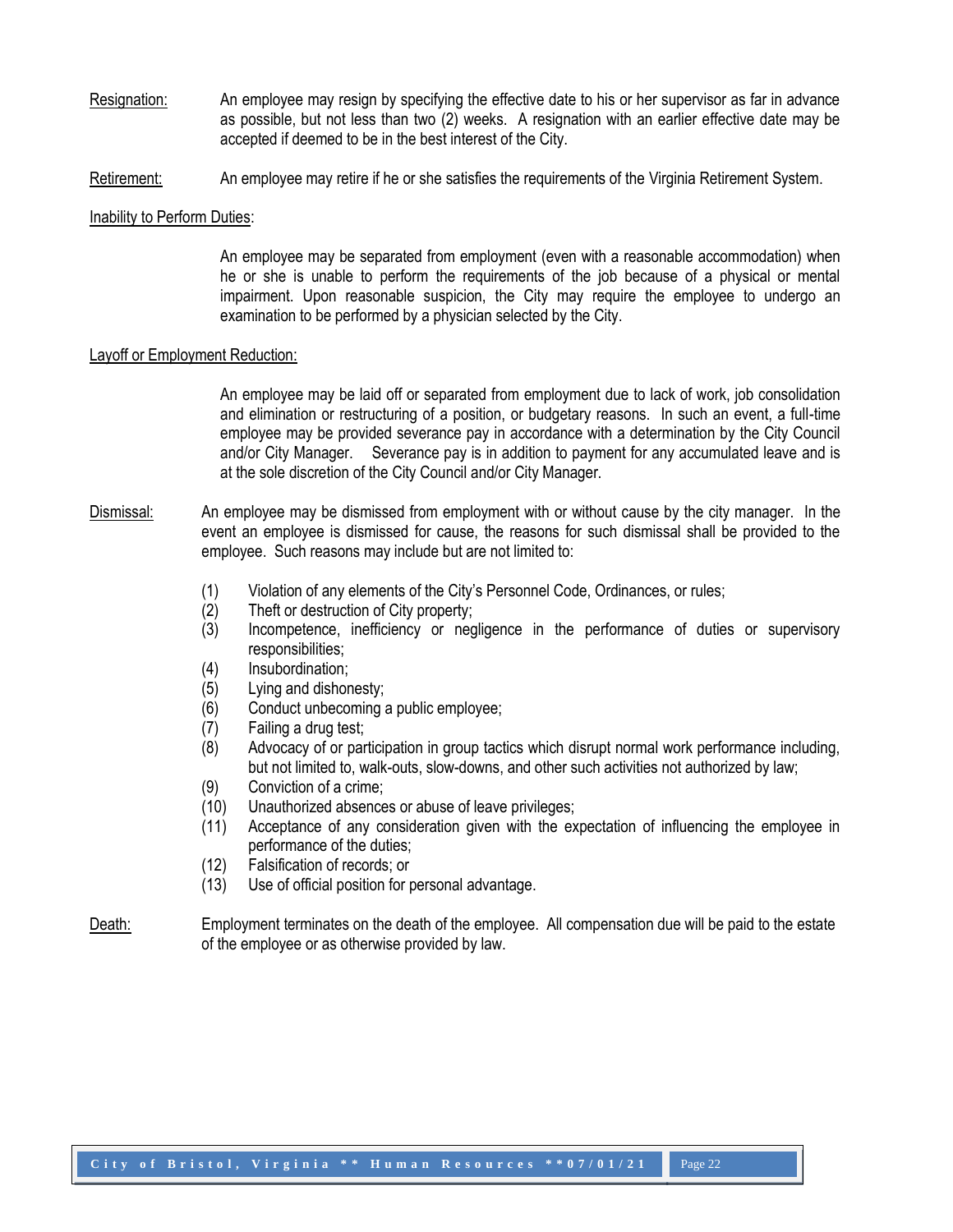<u>Resignation:</u> An employee may resign by specifying the effective date to his or her supervisor as far in advance as possible, but not less than two (2) weeks. A resignation with an earlier effective date may be accepted if deemed to be in the best interest of the City.

<u>Retirement:</u> An employee may retire if he or she satisfies the requirements of the Virginia Retirement System.

<u>Inability to Perform Duties</u>:

An employee may be separated from employment (even with a reasonable accommodation) when he or she is unable to perform the requirements of the job because of a physical or mental impairment. Upon reasonable suspicion, the City may require the employee to undergo an examination to be performed by a physician selected by the City.

<u>Layoff or Employment Reduction:</u>

An employee may be laid off or separated from employment due to lack of work, job consolidation and elimination or restructuring of a position, or budgetary reasons. In such an event, a full-time employee may be provided severance pay in accordance with a determination by the City Council and/or City Manager. Severance pay is in addition to payment for any accumulated leave and is at the sole discretion of the City Council and/or City Manager.

<u>Dismissal:</u> An employee may be dismissed from employment with or without cause by the city manager. In the event an employee is dismissed for cause, the reasons for such dismissal shall be provided to the employee. Such reasons may include but are not limited to:

(1) Violation of any elements of the City's Personnel Code, Ordinances, or rules;
(2) Theft or destruction of City property;
(3) Incompetence, inefficiency or negligence in the performance of duties or supervisory responsibilities;
(4) Insubordination;
(5) Lying and dishonesty;
(6) Conduct unbecoming a public employee;
(7) Failing a drug test;
(8) Advocacy of or participation in group tactics which disrupt normal work performance including, but not limited to, walk-outs, slow-downs, and other such activities not authorized by law;
(9) Conviction of a crime;
(10) Unauthorized absences or abuse of leave privileges;
(11) Acceptance of any consideration given with the expectation of influencing the employee in performance of the duties;
(12) Falsification of records; or
(13) Use of official position for personal advantage.

<u>Death:</u> Employment terminates on the death of the employee. All compensation due will be paid to the estate of the employee or as otherwise provided by law.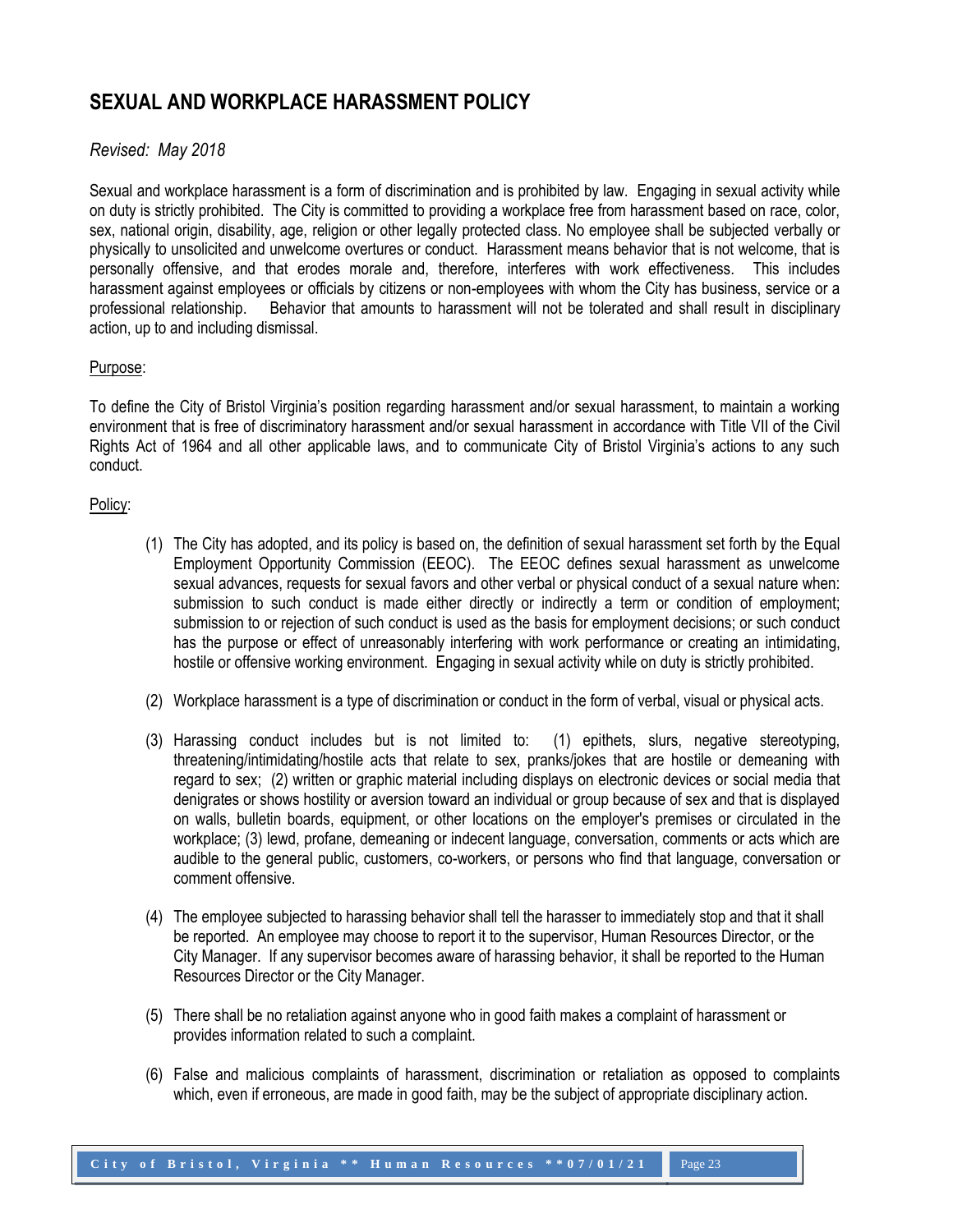## SEXUAL AND WORKPLACE HARASSMENT POLICY

*Revised: May 2018*

Sexual and workplace harassment is a form of discrimination and is prohibited by law. Engaging in sexual activity while on duty is strictly prohibited. The City is committed to providing a workplace free from harassment based on race, color, sex, national origin, disability, age, religion or other legally protected class. No employee shall be subjected verbally or physically to unsolicited and unwelcome overtures or conduct. Harassment means behavior that is not welcome, that is personally offensive, and that erodes morale and, therefore, interferes with work effectiveness. This includes harassment against employees or officials by citizens or non-employees with whom the City has business, service or a professional relationship. Behavior that amounts to harassment will not be tolerated and shall result in disciplinary action, up to and including dismissal.

Purpose:

To define the City of Bristol Virginia's position regarding harassment and/or sexual harassment, to maintain a working environment that is free of discriminatory harassment and/or sexual harassment in accordance with Title VII of the Civil Rights Act of 1964 and all other applicable laws, and to communicate City of Bristol Virginia's actions to any such conduct.

Policy:

(1) The City has adopted, and its policy is based on, the definition of sexual harassment set forth by the Equal Employment Opportunity Commission (EEOC). The EEOC defines sexual harassment as unwelcome sexual advances, requests for sexual favors and other verbal or physical conduct of a sexual nature when: submission to such conduct is made either directly or indirectly a term or condition of employment; submission to or rejection of such conduct is used as the basis for employment decisions; or such conduct has the purpose or effect of unreasonably interfering with work performance or creating an intimidating, hostile or offensive working environment. Engaging in sexual activity while on duty is strictly prohibited.

(2) Workplace harassment is a type of discrimination or conduct in the form of verbal, visual or physical acts.

(3) Harassing conduct includes but is not limited to: (1) epithets, slurs, negative stereotyping, threatening/intimidating/hostile acts that relate to sex, pranks/jokes that are hostile or demeaning with regard to sex; (2) written or graphic material including displays on electronic devices or social media that denigrates or shows hostility or aversion toward an individual or group because of sex and that is displayed on walls, bulletin boards, equipment, or other locations on the employer's premises or circulated in the workplace; (3) lewd, profane, demeaning or indecent language, conversation, comments or acts which are audible to the general public, customers, co-workers, or persons who find that language, conversation or comment offensive.

(4) The employee subjected to harassing behavior shall tell the harasser to immediately stop and that it shall be reported. An employee may choose to report it to the supervisor, Human Resources Director, or the City Manager. If any supervisor becomes aware of harassing behavior, it shall be reported to the Human Resources Director or the City Manager.

(5) There shall be no retaliation against anyone who in good faith makes a complaint of harassment or provides information related to such a complaint.

(6) False and malicious complaints of harassment, discrimination or retaliation as opposed to complaints which, even if erroneous, are made in good faith, may be the subject of appropriate disciplinary action.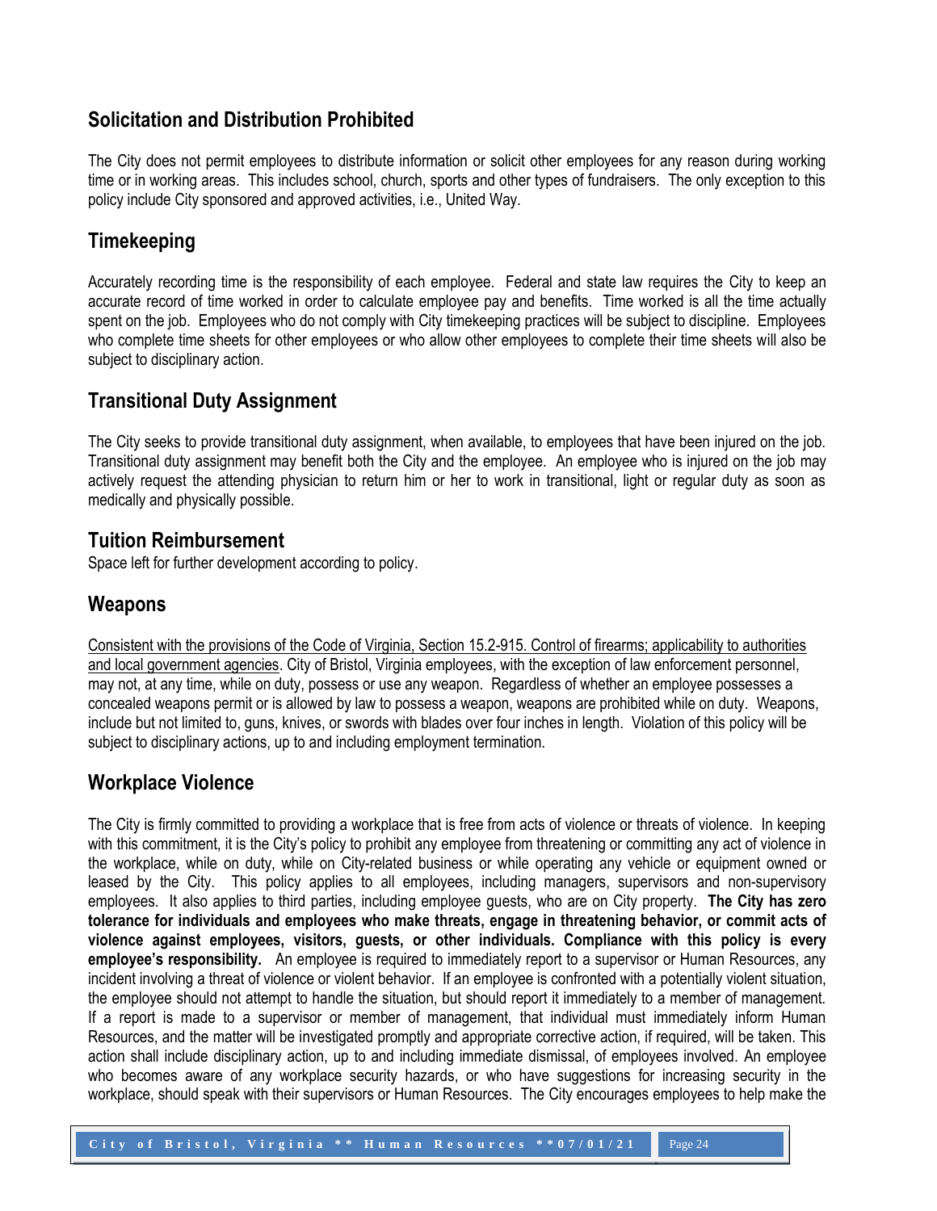## Solicitation and Distribution Prohibited

The City does not permit employees to distribute information or solicit other employees for any reason during working time or in working areas. This includes school, church, sports and other types of fundraisers. The only exception to this policy include City sponsored and approved activities, i.e., United Way.

## Timekeeping

Accurately recording time is the responsibility of each employee. Federal and state law requires the City to keep an accurate record of time worked in order to calculate employee pay and benefits. Time worked is all the time actually spent on the job. Employees who do not comply with City timekeeping practices will be subject to discipline. Employees who complete time sheets for other employees or who allow other employees to complete their time sheets will also be subject to disciplinary action.

## Transitional Duty Assignment

The City seeks to provide transitional duty assignment, when available, to employees that have been injured on the job. Transitional duty assignment may benefit both the City and the employee. An employee who is injured on the job may actively request the attending physician to return him or her to work in transitional, light or regular duty as soon as medically and physically possible.

## Tuition Reimbursement

Space left for further development according to policy.

## Weapons

Consistent with the provisions of the Code of Virginia, Section 15.2-915. Control of firearms; applicability to authorities and local government agencies. City of Bristol, Virginia employees, with the exception of law enforcement personnel, may not, at any time, while on duty, possess or use any weapon. Regardless of whether an employee possesses a concealed weapons permit or is allowed by law to possess a weapon, weapons are prohibited while on duty. Weapons, include but not limited to, guns, knives, or swords with blades over four inches in length. Violation of this policy will be subject to disciplinary actions, up to and including employment termination.

## Workplace Violence

The City is firmly committed to providing a workplace that is free from acts of violence or threats of violence. In keeping with this commitment, it is the City's policy to prohibit any employee from threatening or committing any act of violence in the workplace, while on duty, while on City-related business or while operating any vehicle or equipment owned or leased by the City. This policy applies to all employees, including managers, supervisors and non-supervisory employees. It also applies to third parties, including employee guests, who are on City property. **The City has zero tolerance for individuals and employees who make threats, engage in threatening behavior, or commit acts of violence against employees, visitors, guests, or other individuals. Compliance with this policy is every employee's responsibility.** An employee is required to immediately report to a supervisor or Human Resources, any incident involving a threat of violence or violent behavior. If an employee is confronted with a potentially violent situation, the employee should not attempt to handle the situation, but should report it immediately to a member of management. If a report is made to a supervisor or member of management, that individual must immediately inform Human Resources, and the matter will be investigated promptly and appropriate corrective action, if required, will be taken. This action shall include disciplinary action, up to and including immediate dismissal, of employees involved. An employee who becomes aware of any workplace security hazards, or who have suggestions for increasing security in the workplace, should speak with their supervisors or Human Resources. The City encourages employees to help make the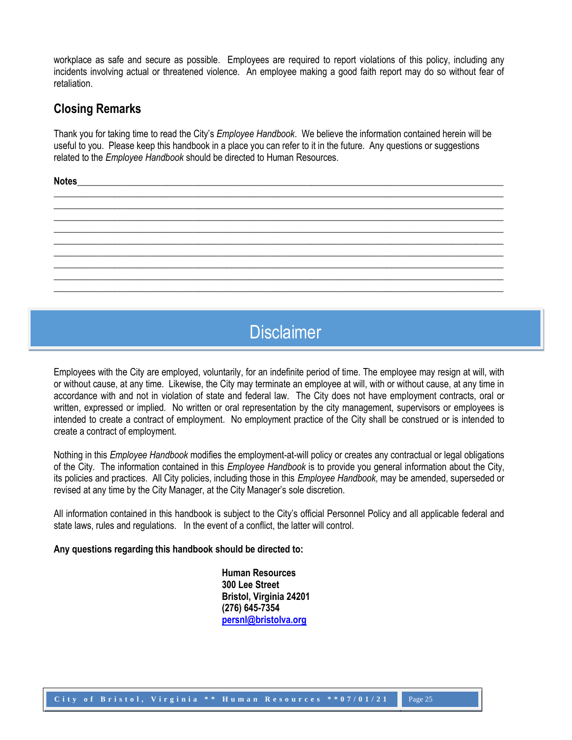workplace as safe and secure as possible. Employees are required to report violations of this policy, including any incidents involving actual or threatened violence. An employee making a good faith report may do so without fear of retaliation.

## Closing Remarks

Thank you for taking time to read the City's *Employee Handbook*. We believe the information contained herein will be useful to you. Please keep this handbook in a place you can refer to it in the future. Any questions or suggestions related to the *Employee Handbook* should be directed to Human Resources.

**Notes**______________________________________________________________________________
________________________________________________________________________________
________________________________________________________________________________
________________________________________________________________________________
________________________________________________________________________________
________________________________________________________________________________
________________________________________________________________________________
________________________________________________________________________________
________________________________________________________________________________
________________________________________________________________________________

# Disclaimer

Employees with the City are employed, voluntarily, for an indefinite period of time. The employee may resign at will, with or without cause, at any time. Likewise, the City may terminate an employee at will, with or without cause, at any time in accordance with and not in violation of state and federal law. The City does not have employment contracts, oral or written, expressed or implied. No written or oral representation by the city management, supervisors or employees is intended to create a contract of employment. No employment practice of the City shall be construed or is intended to create a contract of employment.

Nothing in this *Employee Handbook* modifies the employment-at-will policy or creates any contractual or legal obligations of the City. The information contained in this *Employee Handbook* is to provide you general information about the City, its policies and practices. All City policies, including those in this *Employee Handbook,* may be amended, superseded or revised at any time by the City Manager, at the City Manager's sole discretion.

All information contained in this handbook is subject to the City's official Personnel Policy and all applicable federal and state laws, rules and regulations. In the event of a conflict, the latter will control.

**Any questions regarding this handbook should be directed to:**

**Human Resources**
**300 Lee Street**
**Bristol, Virginia 24201**
**(276) 645-7354**
**persnl@bristolva.org**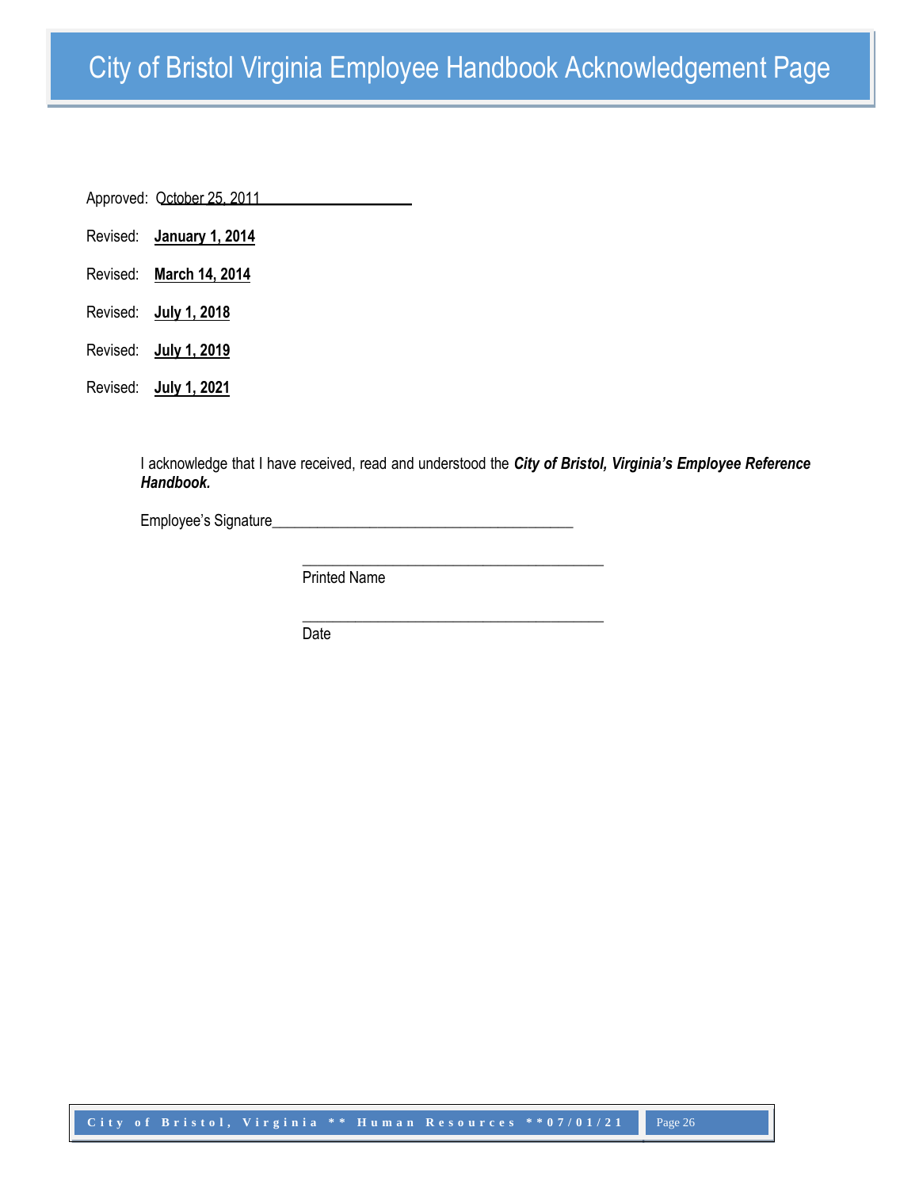# City of Bristol Virginia Employee Handbook Acknowledgement Page

Approved: October 25, 2011

Revised: **January 1, 2014**

Revised: **March 14, 2014**

Revised: **July 1, 2018**

Revised: **July 1, 2019**

Revised: **July 1, 2021**

I acknowledge that I have received, read and understood the ***City of Bristol, Virginia's Employee Reference Handbook.***

Employee's Signature________________________________________

________________________________________
Printed Name

________________________________________
Date